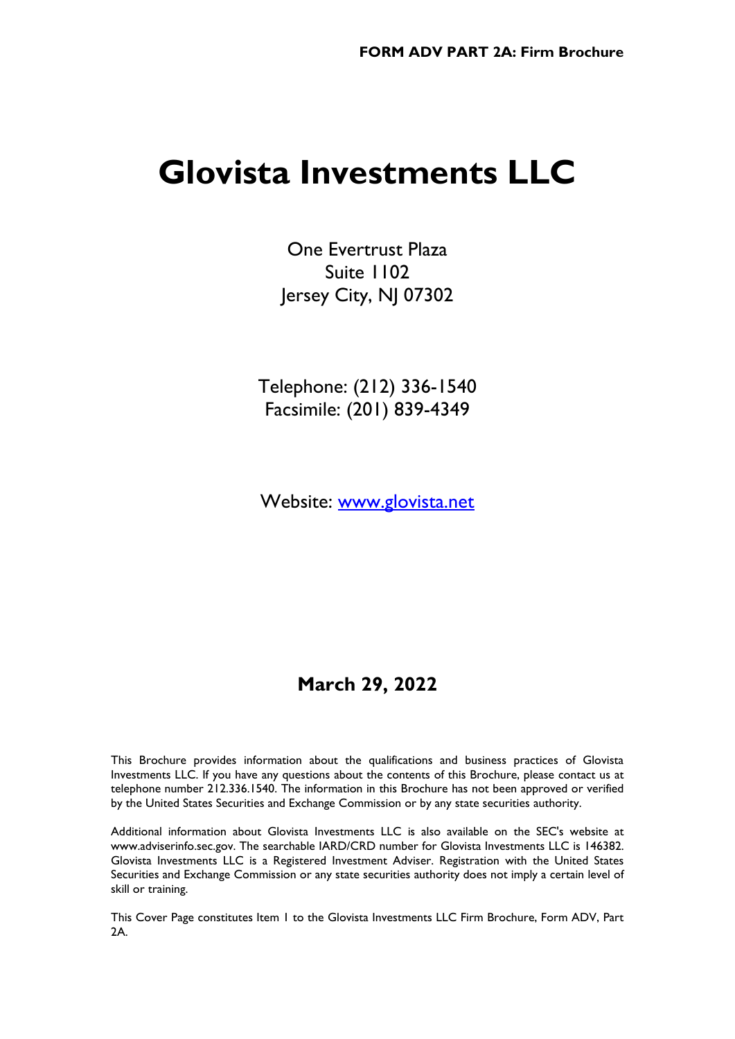FORM ADV PART 2A: Firm Brochure

# Glovista Investments LLC

One Evertrust Plaza
Suite 1102
Jersey City, NJ 07302

Telephone: (212) 336-1540
Facsimile: (201) 839-4349

Website: [www.glovista.net](http://www.glovista.net)

**March 29, 2022**

This Brochure provides information about the qualifications and business practices of Glovista Investments LLC. If you have any questions about the contents of this Brochure, please contact us at telephone number 212.336.1540. The information in this Brochure has not been approved or verified by the United States Securities and Exchange Commission or by any state securities authority.

Additional information about Glovista Investments LLC is also available on the SEC's website at www.adviserinfo.sec.gov. The searchable IARD/CRD number for Glovista Investments LLC is 146382. Glovista Investments LLC is a Registered Investment Adviser. Registration with the United States Securities and Exchange Commission or any state securities authority does not imply a certain level of skill or training.

This Cover Page constitutes Item 1 to the Glovista Investments LLC Firm Brochure, Form ADV, Part 2A.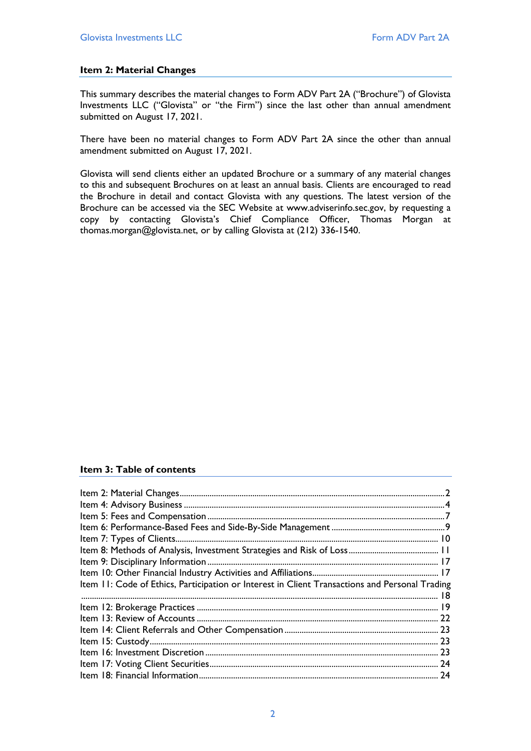## Item 2: Material Changes

This summary describes the material changes to Form ADV Part 2A ("Brochure") of Glovista Investments LLC ("Glovista" or "the Firm") since the last other than annual amendment submitted on August 17, 2021.

There have been no material changes to Form ADV Part 2A since the other than annual amendment submitted on August 17, 2021.

Glovista will send clients either an updated Brochure or a summary of any material changes to this and subsequent Brochures on at least an annual basis. Clients are encouraged to read the Brochure in detail and contact Glovista with any questions. The latest version of the Brochure can be accessed via the SEC Website at www.adviserinfo.sec.gov, by requesting a copy by contacting Glovista's Chief Compliance Officer, Thomas Morgan at thomas.morgan@glovista.net, or by calling Glovista at (212) 336-1540.

## Item 3: Table of contents

Item 2: Material Changes .......... 2
Item 4: Advisory Business .......... 4
Item 5: Fees and Compensation .......... 7
Item 6: Performance-Based Fees and Side-By-Side Management .......... 9
Item 7: Types of Clients .......... 10
Item 8: Methods of Analysis, Investment Strategies and Risk of Loss .......... 11
Item 9: Disciplinary Information .......... 17
Item 10: Other Financial Industry Activities and Affiliations .......... 17
Item 11: Code of Ethics, Participation or Interest in Client Transactions and Personal Trading .......... 18
Item 12: Brokerage Practices .......... 19
Item 13: Review of Accounts .......... 22
Item 14: Client Referrals and Other Compensation .......... 23
Item 15: Custody .......... 23
Item 16: Investment Discretion .......... 23
Item 17: Voting Client Securities .......... 24
Item 18: Financial Information .......... 24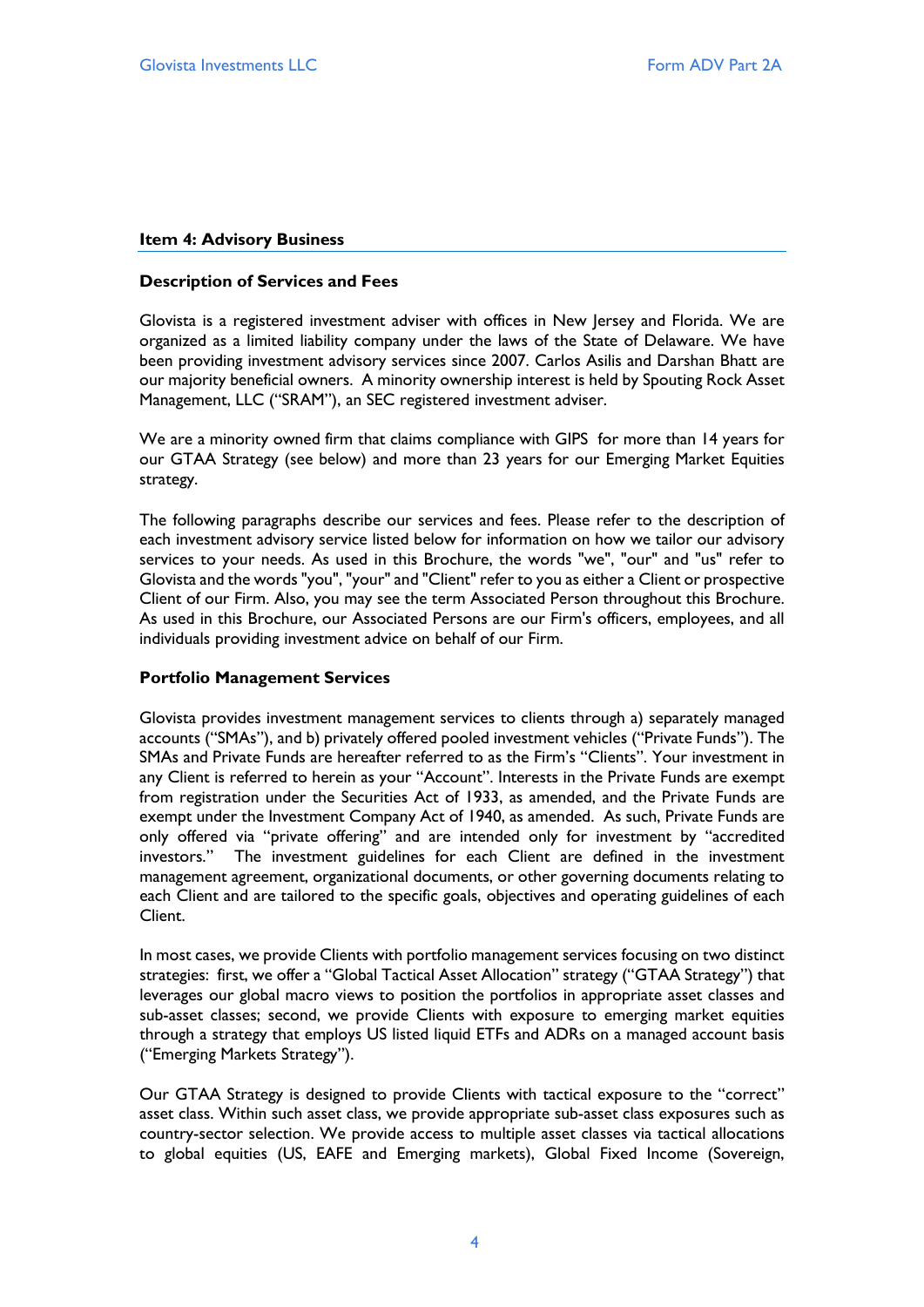## Item 4: Advisory Business

### Description of Services and Fees

Glovista is a registered investment adviser with offices in New Jersey and Florida. We are organized as a limited liability company under the laws of the State of Delaware. We have been providing investment advisory services since 2007. Carlos Asilis and Darshan Bhatt are our majority beneficial owners. A minority ownership interest is held by Spouting Rock Asset Management, LLC ("SRAM"), an SEC registered investment adviser.

We are a minority owned firm that claims compliance with GIPS for more than 14 years for our GTAA Strategy (see below) and more than 23 years for our Emerging Market Equities strategy.

The following paragraphs describe our services and fees. Please refer to the description of each investment advisory service listed below for information on how we tailor our advisory services to your needs. As used in this Brochure, the words "we", "our" and "us" refer to Glovista and the words "you", "your" and "Client" refer to you as either a Client or prospective Client of our Firm. Also, you may see the term Associated Person throughout this Brochure. As used in this Brochure, our Associated Persons are our Firm's officers, employees, and all individuals providing investment advice on behalf of our Firm.

### Portfolio Management Services

Glovista provides investment management services to clients through a) separately managed accounts ("SMAs"), and b) privately offered pooled investment vehicles ("Private Funds"). The SMAs and Private Funds are hereafter referred to as the Firm's "Clients". Your investment in any Client is referred to herein as your "Account". Interests in the Private Funds are exempt from registration under the Securities Act of 1933, as amended, and the Private Funds are exempt under the Investment Company Act of 1940, as amended. As such, Private Funds are only offered via "private offering" and are intended only for investment by "accredited investors." The investment guidelines for each Client are defined in the investment management agreement, organizational documents, or other governing documents relating to each Client and are tailored to the specific goals, objectives and operating guidelines of each Client.

In most cases, we provide Clients with portfolio management services focusing on two distinct strategies: first, we offer a "Global Tactical Asset Allocation" strategy ("GTAA Strategy") that leverages our global macro views to position the portfolios in appropriate asset classes and sub-asset classes; second, we provide Clients with exposure to emerging market equities through a strategy that employs US listed liquid ETFs and ADRs on a managed account basis ("Emerging Markets Strategy").

Our GTAA Strategy is designed to provide Clients with tactical exposure to the "correct" asset class. Within such asset class, we provide appropriate sub-asset class exposures such as country-sector selection. We provide access to multiple asset classes via tactical allocations to global equities (US, EAFE and Emerging markets), Global Fixed Income (Sovereign,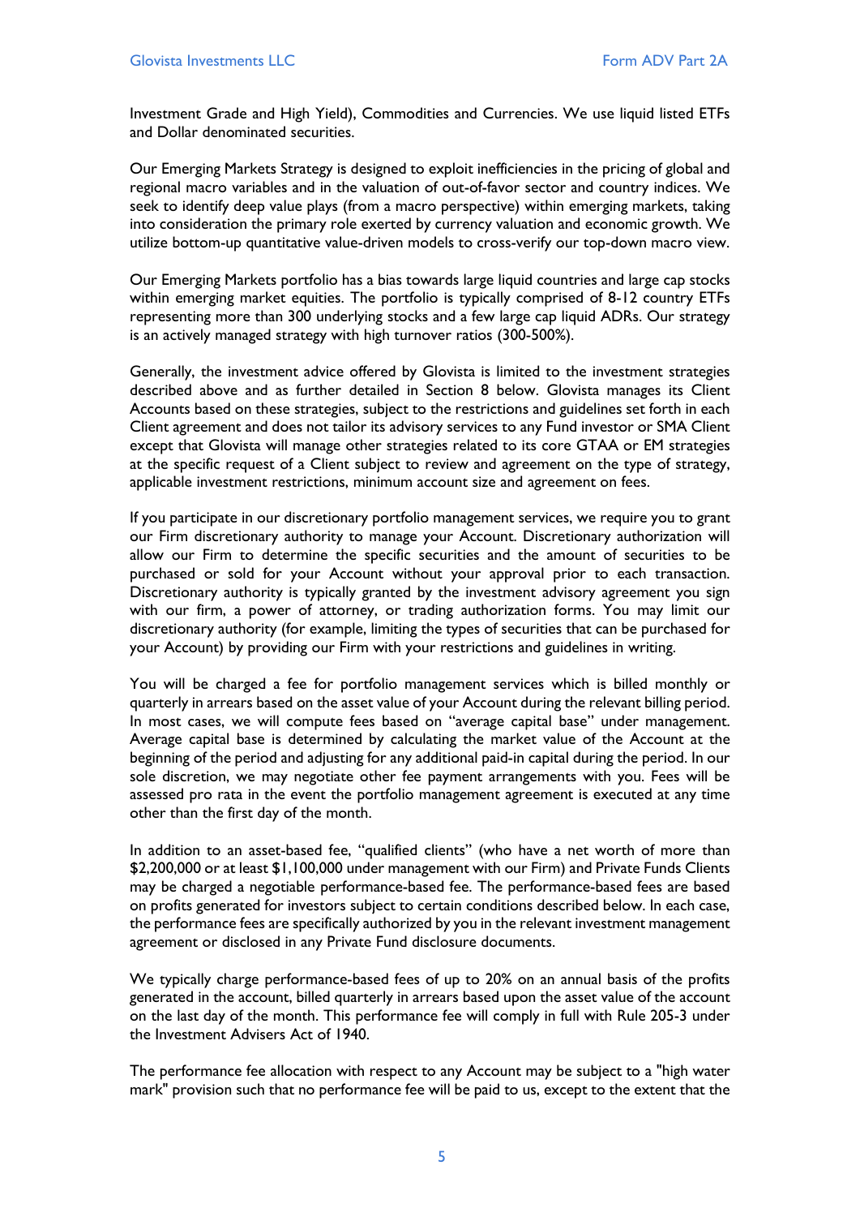Investment Grade and High Yield), Commodities and Currencies. We use liquid listed ETFs and Dollar denominated securities.

Our Emerging Markets Strategy is designed to exploit inefficiencies in the pricing of global and regional macro variables and in the valuation of out-of-favor sector and country indices. We seek to identify deep value plays (from a macro perspective) within emerging markets, taking into consideration the primary role exerted by currency valuation and economic growth. We utilize bottom-up quantitative value-driven models to cross-verify our top-down macro view.

Our Emerging Markets portfolio has a bias towards large liquid countries and large cap stocks within emerging market equities. The portfolio is typically comprised of 8-12 country ETFs representing more than 300 underlying stocks and a few large cap liquid ADRs. Our strategy is an actively managed strategy with high turnover ratios (300-500%).

Generally, the investment advice offered by Glovista is limited to the investment strategies described above and as further detailed in Section 8 below. Glovista manages its Client Accounts based on these strategies, subject to the restrictions and guidelines set forth in each Client agreement and does not tailor its advisory services to any Fund investor or SMA Client except that Glovista will manage other strategies related to its core GTAA or EM strategies at the specific request of a Client subject to review and agreement on the type of strategy, applicable investment restrictions, minimum account size and agreement on fees.

If you participate in our discretionary portfolio management services, we require you to grant our Firm discretionary authority to manage your Account. Discretionary authorization will allow our Firm to determine the specific securities and the amount of securities to be purchased or sold for your Account without your approval prior to each transaction. Discretionary authority is typically granted by the investment advisory agreement you sign with our firm, a power of attorney, or trading authorization forms. You may limit our discretionary authority (for example, limiting the types of securities that can be purchased for your Account) by providing our Firm with your restrictions and guidelines in writing.

You will be charged a fee for portfolio management services which is billed monthly or quarterly in arrears based on the asset value of your Account during the relevant billing period. In most cases, we will compute fees based on "average capital base" under management. Average capital base is determined by calculating the market value of the Account at the beginning of the period and adjusting for any additional paid-in capital during the period. In our sole discretion, we may negotiate other fee payment arrangements with you. Fees will be assessed pro rata in the event the portfolio management agreement is executed at any time other than the first day of the month.

In addition to an asset-based fee, "qualified clients" (who have a net worth of more than $2,200,000 or at least $1,100,000 under management with our Firm) and Private Funds Clients may be charged a negotiable performance-based fee. The performance-based fees are based on profits generated for investors subject to certain conditions described below. In each case, the performance fees are specifically authorized by you in the relevant investment management agreement or disclosed in any Private Fund disclosure documents.

We typically charge performance-based fees of up to 20% on an annual basis of the profits generated in the account, billed quarterly in arrears based upon the asset value of the account on the last day of the month. This performance fee will comply in full with Rule 205-3 under the Investment Advisers Act of 1940.

The performance fee allocation with respect to any Account may be subject to a "high water mark" provision such that no performance fee will be paid to us, except to the extent that the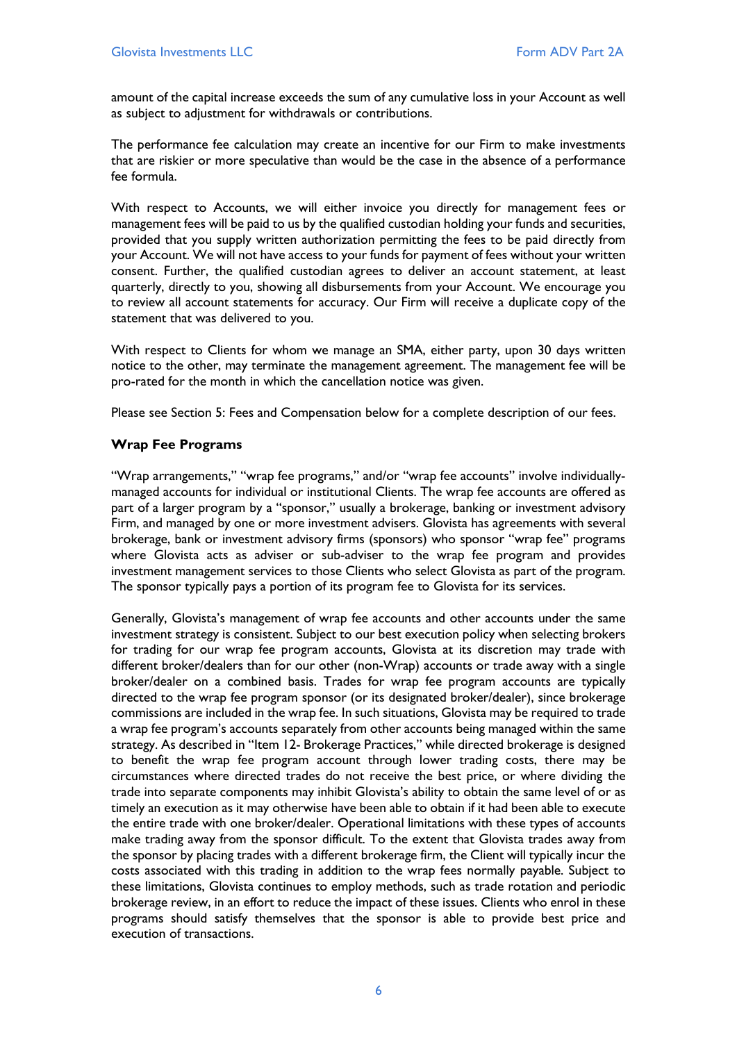amount of the capital increase exceeds the sum of any cumulative loss in your Account as well as subject to adjustment for withdrawals or contributions.

The performance fee calculation may create an incentive for our Firm to make investments that are riskier or more speculative than would be the case in the absence of a performance fee formula.

With respect to Accounts, we will either invoice you directly for management fees or management fees will be paid to us by the qualified custodian holding your funds and securities, provided that you supply written authorization permitting the fees to be paid directly from your Account. We will not have access to your funds for payment of fees without your written consent. Further, the qualified custodian agrees to deliver an account statement, at least quarterly, directly to you, showing all disbursements from your Account. We encourage you to review all account statements for accuracy. Our Firm will receive a duplicate copy of the statement that was delivered to you.

With respect to Clients for whom we manage an SMA, either party, upon 30 days written notice to the other, may terminate the management agreement. The management fee will be pro-rated for the month in which the cancellation notice was given.

Please see Section 5: Fees and Compensation below for a complete description of our fees.

**Wrap Fee Programs**

"Wrap arrangements," "wrap fee programs," and/or "wrap fee accounts" involve individually-managed accounts for individual or institutional Clients. The wrap fee accounts are offered as part of a larger program by a "sponsor," usually a brokerage, banking or investment advisory Firm, and managed by one or more investment advisers. Glovista has agreements with several brokerage, bank or investment advisory firms (sponsors) who sponsor "wrap fee" programs where Glovista acts as adviser or sub-adviser to the wrap fee program and provides investment management services to those Clients who select Glovista as part of the program. The sponsor typically pays a portion of its program fee to Glovista for its services.

Generally, Glovista's management of wrap fee accounts and other accounts under the same investment strategy is consistent. Subject to our best execution policy when selecting brokers for trading for our wrap fee program accounts, Glovista at its discretion may trade with different broker/dealers than for our other (non-Wrap) accounts or trade away with a single broker/dealer on a combined basis. Trades for wrap fee program accounts are typically directed to the wrap fee program sponsor (or its designated broker/dealer), since brokerage commissions are included in the wrap fee. In such situations, Glovista may be required to trade a wrap fee program's accounts separately from other accounts being managed within the same strategy. As described in "Item 12- Brokerage Practices," while directed brokerage is designed to benefit the wrap fee program account through lower trading costs, there may be circumstances where directed trades do not receive the best price, or where dividing the trade into separate components may inhibit Glovista's ability to obtain the same level of or as timely an execution as it may otherwise have been able to obtain if it had been able to execute the entire trade with one broker/dealer. Operational limitations with these types of accounts make trading away from the sponsor difficult. To the extent that Glovista trades away from the sponsor by placing trades with a different brokerage firm, the Client will typically incur the costs associated with this trading in addition to the wrap fees normally payable. Subject to these limitations, Glovista continues to employ methods, such as trade rotation and periodic brokerage review, in an effort to reduce the impact of these issues. Clients who enrol in these programs should satisfy themselves that the sponsor is able to provide best price and execution of transactions.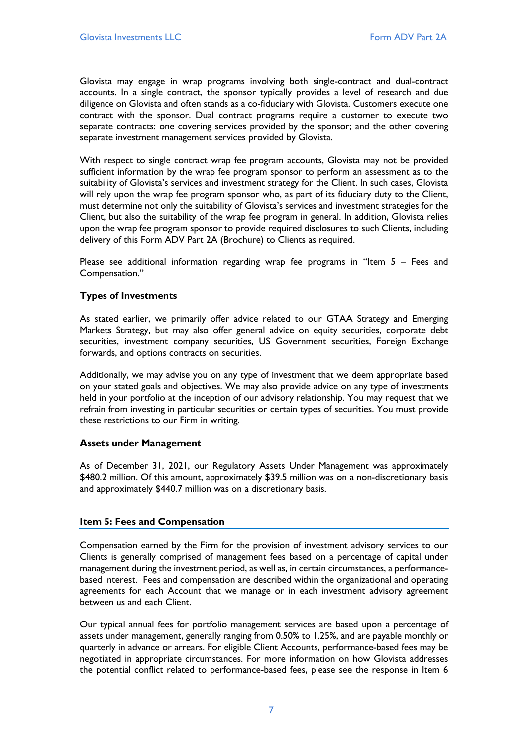Glovista may engage in wrap programs involving both single-contract and dual-contract accounts. In a single contract, the sponsor typically provides a level of research and due diligence on Glovista and often stands as a co-fiduciary with Glovista. Customers execute one contract with the sponsor. Dual contract programs require a customer to execute two separate contracts: one covering services provided by the sponsor; and the other covering separate investment management services provided by Glovista.

With respect to single contract wrap fee program accounts, Glovista may not be provided sufficient information by the wrap fee program sponsor to perform an assessment as to the suitability of Glovista's services and investment strategy for the Client. In such cases, Glovista will rely upon the wrap fee program sponsor who, as part of its fiduciary duty to the Client, must determine not only the suitability of Glovista's services and investment strategies for the Client, but also the suitability of the wrap fee program in general. In addition, Glovista relies upon the wrap fee program sponsor to provide required disclosures to such Clients, including delivery of this Form ADV Part 2A (Brochure) to Clients as required.

Please see additional information regarding wrap fee programs in "Item 5 – Fees and Compensation."

### Types of Investments

As stated earlier, we primarily offer advice related to our GTAA Strategy and Emerging Markets Strategy, but may also offer general advice on equity securities, corporate debt securities, investment company securities, US Government securities, Foreign Exchange forwards, and options contracts on securities.

Additionally, we may advise you on any type of investment that we deem appropriate based on your stated goals and objectives. We may also provide advice on any type of investments held in your portfolio at the inception of our advisory relationship. You may request that we refrain from investing in particular securities or certain types of securities. You must provide these restrictions to our Firm in writing.

### Assets under Management

As of December 31, 2021, our Regulatory Assets Under Management was approximately $480.2 million. Of this amount, approximately $39.5 million was on a non-discretionary basis and approximately $440.7 million was on a discretionary basis.

## Item 5: Fees and Compensation

Compensation earned by the Firm for the provision of investment advisory services to our Clients is generally comprised of management fees based on a percentage of capital under management during the investment period, as well as, in certain circumstances, a performance-based interest. Fees and compensation are described within the organizational and operating agreements for each Account that we manage or in each investment advisory agreement between us and each Client.

Our typical annual fees for portfolio management services are based upon a percentage of assets under management, generally ranging from 0.50% to 1.25%, and are payable monthly or quarterly in advance or arrears. For eligible Client Accounts, performance-based fees may be negotiated in appropriate circumstances. For more information on how Glovista addresses the potential conflict related to performance-based fees, please see the response in Item 6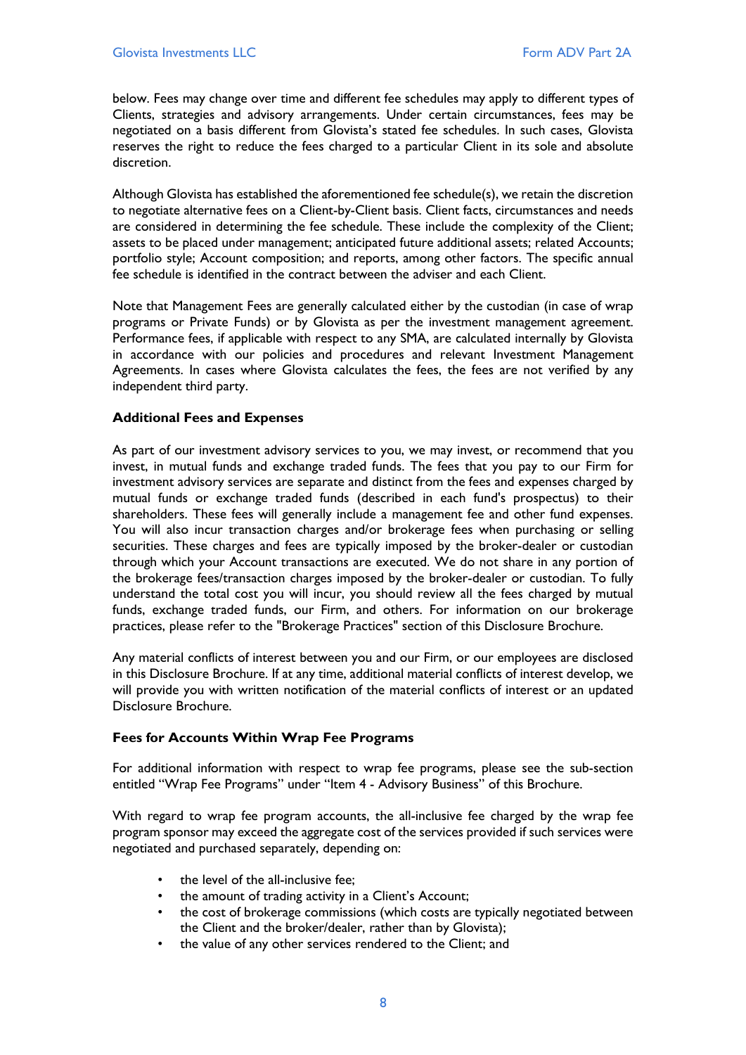below. Fees may change over time and different fee schedules may apply to different types of Clients, strategies and advisory arrangements. Under certain circumstances, fees may be negotiated on a basis different from Glovista's stated fee schedules. In such cases, Glovista reserves the right to reduce the fees charged to a particular Client in its sole and absolute discretion.

Although Glovista has established the aforementioned fee schedule(s), we retain the discretion to negotiate alternative fees on a Client-by-Client basis. Client facts, circumstances and needs are considered in determining the fee schedule. These include the complexity of the Client; assets to be placed under management; anticipated future additional assets; related Accounts; portfolio style; Account composition; and reports, among other factors. The specific annual fee schedule is identified in the contract between the adviser and each Client.

Note that Management Fees are generally calculated either by the custodian (in case of wrap programs or Private Funds) or by Glovista as per the investment management agreement. Performance fees, if applicable with respect to any SMA, are calculated internally by Glovista in accordance with our policies and procedures and relevant Investment Management Agreements. In cases where Glovista calculates the fees, the fees are not verified by any independent third party.

**Additional Fees and Expenses**

As part of our investment advisory services to you, we may invest, or recommend that you invest, in mutual funds and exchange traded funds. The fees that you pay to our Firm for investment advisory services are separate and distinct from the fees and expenses charged by mutual funds or exchange traded funds (described in each fund's prospectus) to their shareholders. These fees will generally include a management fee and other fund expenses. You will also incur transaction charges and/or brokerage fees when purchasing or selling securities. These charges and fees are typically imposed by the broker-dealer or custodian through which your Account transactions are executed. We do not share in any portion of the brokerage fees/transaction charges imposed by the broker-dealer or custodian. To fully understand the total cost you will incur, you should review all the fees charged by mutual funds, exchange traded funds, our Firm, and others. For information on our brokerage practices, please refer to the "Brokerage Practices" section of this Disclosure Brochure.

Any material conflicts of interest between you and our Firm, or our employees are disclosed in this Disclosure Brochure. If at any time, additional material conflicts of interest develop, we will provide you with written notification of the material conflicts of interest or an updated Disclosure Brochure.

**Fees for Accounts Within Wrap Fee Programs**

For additional information with respect to wrap fee programs, please see the sub-section entitled "Wrap Fee Programs" under "Item 4 - Advisory Business" of this Brochure.

With regard to wrap fee program accounts, the all-inclusive fee charged by the wrap fee program sponsor may exceed the aggregate cost of the services provided if such services were negotiated and purchased separately, depending on:

- the level of the all-inclusive fee;
- the amount of trading activity in a Client's Account;
- the cost of brokerage commissions (which costs are typically negotiated between the Client and the broker/dealer, rather than by Glovista);
- the value of any other services rendered to the Client; and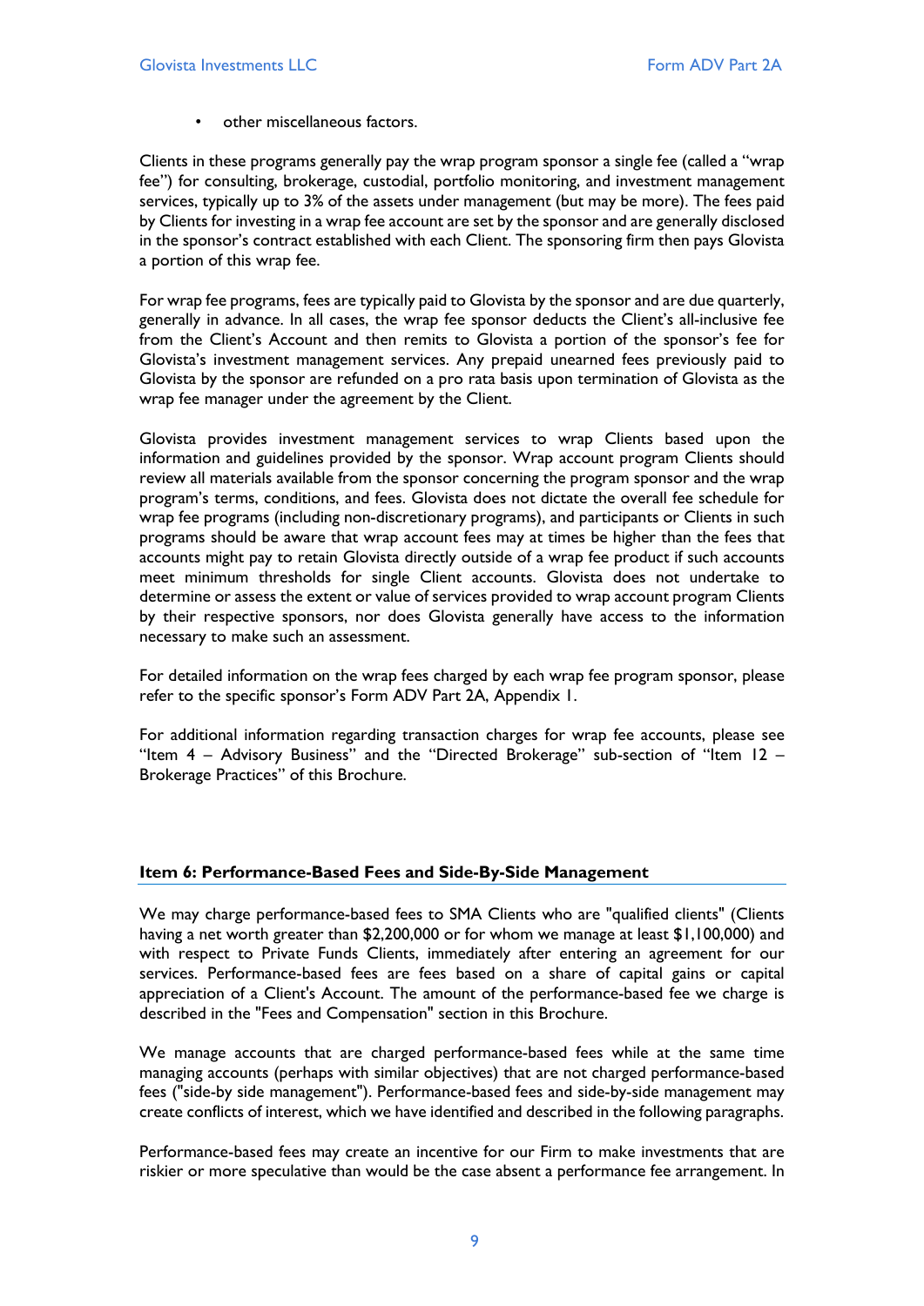- other miscellaneous factors.

Clients in these programs generally pay the wrap program sponsor a single fee (called a "wrap fee") for consulting, brokerage, custodial, portfolio monitoring, and investment management services, typically up to 3% of the assets under management (but may be more). The fees paid by Clients for investing in a wrap fee account are set by the sponsor and are generally disclosed in the sponsor's contract established with each Client. The sponsoring firm then pays Glovista a portion of this wrap fee.

For wrap fee programs, fees are typically paid to Glovista by the sponsor and are due quarterly, generally in advance. In all cases, the wrap fee sponsor deducts the Client's all-inclusive fee from the Client's Account and then remits to Glovista a portion of the sponsor's fee for Glovista's investment management services. Any prepaid unearned fees previously paid to Glovista by the sponsor are refunded on a pro rata basis upon termination of Glovista as the wrap fee manager under the agreement by the Client.

Glovista provides investment management services to wrap Clients based upon the information and guidelines provided by the sponsor. Wrap account program Clients should review all materials available from the sponsor concerning the program sponsor and the wrap program's terms, conditions, and fees. Glovista does not dictate the overall fee schedule for wrap fee programs (including non-discretionary programs), and participants or Clients in such programs should be aware that wrap account fees may at times be higher than the fees that accounts might pay to retain Glovista directly outside of a wrap fee product if such accounts meet minimum thresholds for single Client accounts. Glovista does not undertake to determine or assess the extent or value of services provided to wrap account program Clients by their respective sponsors, nor does Glovista generally have access to the information necessary to make such an assessment.

For detailed information on the wrap fees charged by each wrap fee program sponsor, please refer to the specific sponsor's Form ADV Part 2A, Appendix 1.

For additional information regarding transaction charges for wrap fee accounts, please see "Item 4 – Advisory Business" and the "Directed Brokerage" sub-section of "Item 12 – Brokerage Practices" of this Brochure.

## Item 6: Performance-Based Fees and Side-By-Side Management

We may charge performance-based fees to SMA Clients who are "qualified clients" (Clients having a net worth greater than $2,200,000 or for whom we manage at least $1,100,000) and with respect to Private Funds Clients, immediately after entering an agreement for our services. Performance-based fees are fees based on a share of capital gains or capital appreciation of a Client's Account. The amount of the performance-based fee we charge is described in the "Fees and Compensation" section in this Brochure.

We manage accounts that are charged performance-based fees while at the same time managing accounts (perhaps with similar objectives) that are not charged performance-based fees ("side-by side management"). Performance-based fees and side-by-side management may create conflicts of interest, which we have identified and described in the following paragraphs.

Performance-based fees may create an incentive for our Firm to make investments that are riskier or more speculative than would be the case absent a performance fee arrangement. In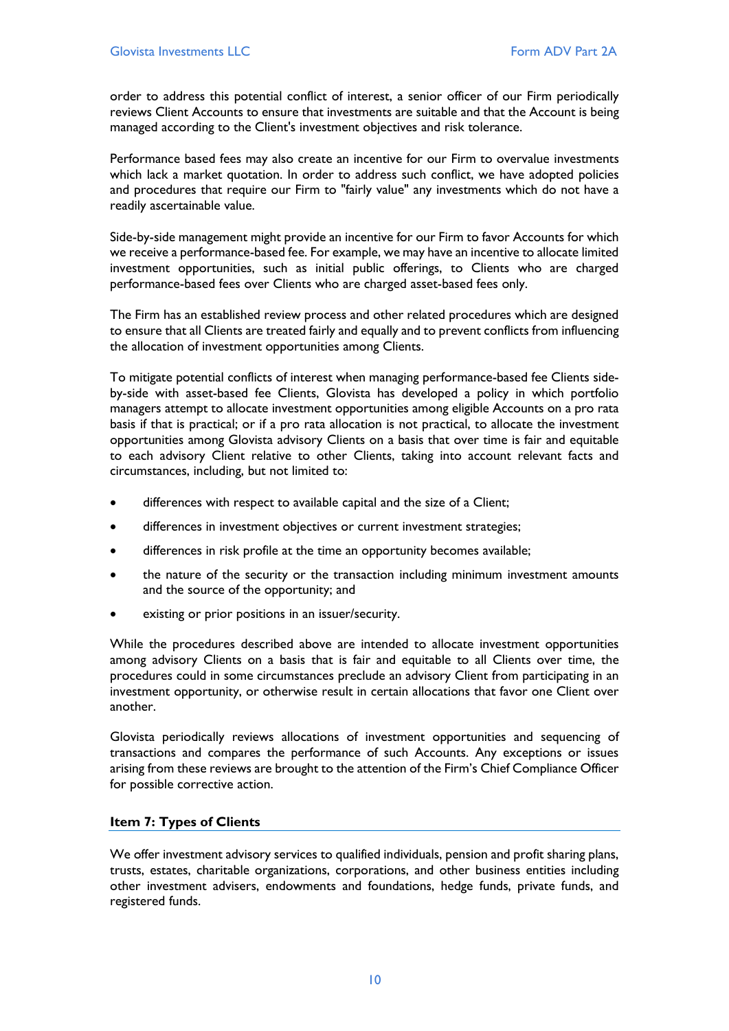order to address this potential conflict of interest, a senior officer of our Firm periodically reviews Client Accounts to ensure that investments are suitable and that the Account is being managed according to the Client's investment objectives and risk tolerance.

Performance based fees may also create an incentive for our Firm to overvalue investments which lack a market quotation. In order to address such conflict, we have adopted policies and procedures that require our Firm to "fairly value" any investments which do not have a readily ascertainable value.

Side-by-side management might provide an incentive for our Firm to favor Accounts for which we receive a performance-based fee. For example, we may have an incentive to allocate limited investment opportunities, such as initial public offerings, to Clients who are charged performance-based fees over Clients who are charged asset-based fees only.

The Firm has an established review process and other related procedures which are designed to ensure that all Clients are treated fairly and equally and to prevent conflicts from influencing the allocation of investment opportunities among Clients.

To mitigate potential conflicts of interest when managing performance-based fee Clients side-by-side with asset-based fee Clients, Glovista has developed a policy in which portfolio managers attempt to allocate investment opportunities among eligible Accounts on a pro rata basis if that is practical; or if a pro rata allocation is not practical, to allocate the investment opportunities among Glovista advisory Clients on a basis that over time is fair and equitable to each advisory Client relative to other Clients, taking into account relevant facts and circumstances, including, but not limited to:

- differences with respect to available capital and the size of a Client;
- differences in investment objectives or current investment strategies;
- differences in risk profile at the time an opportunity becomes available;
- the nature of the security or the transaction including minimum investment amounts and the source of the opportunity; and
- existing or prior positions in an issuer/security.

While the procedures described above are intended to allocate investment opportunities among advisory Clients on a basis that is fair and equitable to all Clients over time, the procedures could in some circumstances preclude an advisory Client from participating in an investment opportunity, or otherwise result in certain allocations that favor one Client over another.

Glovista periodically reviews allocations of investment opportunities and sequencing of transactions and compares the performance of such Accounts. Any exceptions or issues arising from these reviews are brought to the attention of the Firm's Chief Compliance Officer for possible corrective action.

## Item 7: Types of Clients

We offer investment advisory services to qualified individuals, pension and profit sharing plans, trusts, estates, charitable organizations, corporations, and other business entities including other investment advisers, endowments and foundations, hedge funds, private funds, and registered funds.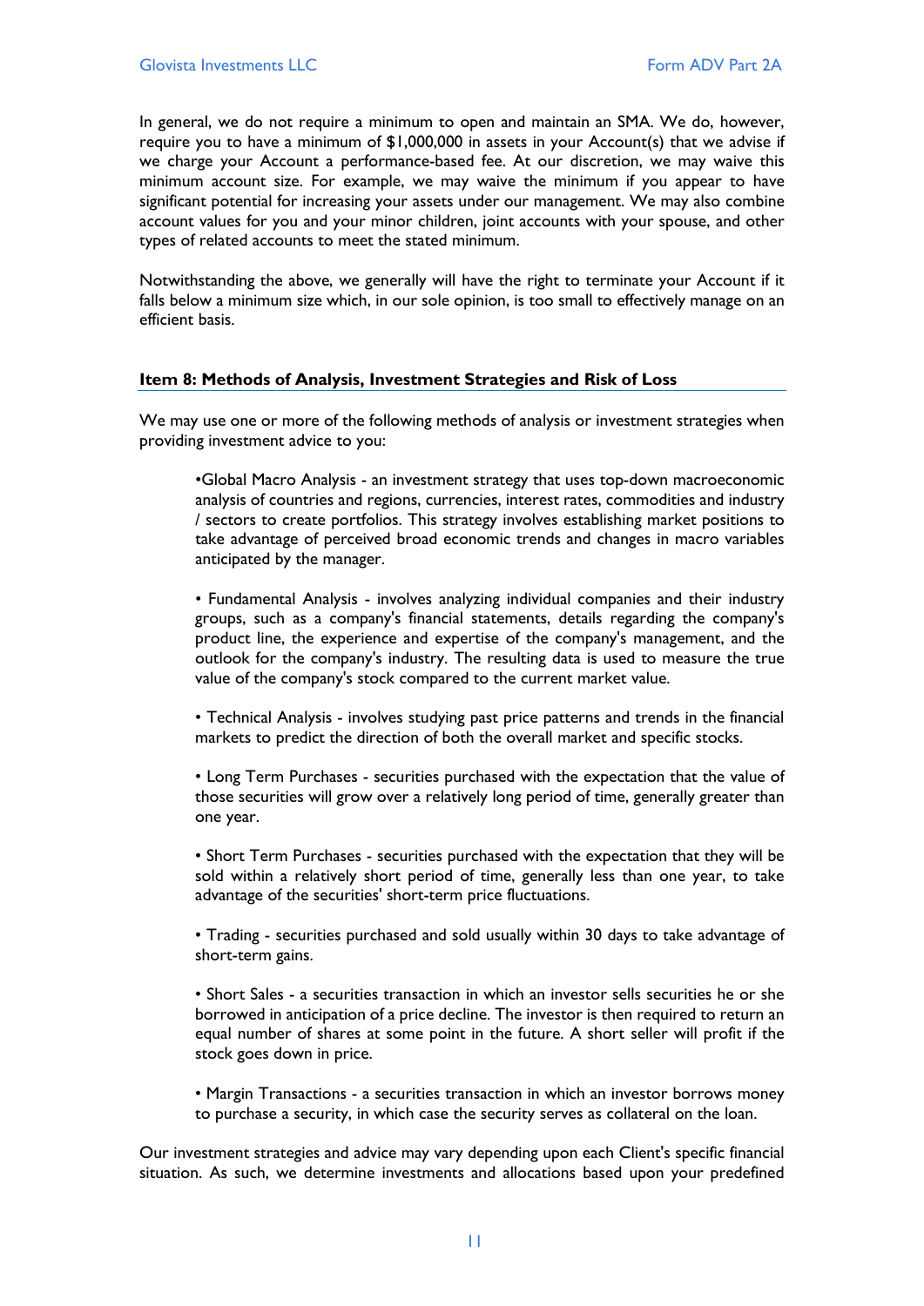In general, we do not require a minimum to open and maintain an SMA. We do, however, require you to have a minimum of $1,000,000 in assets in your Account(s) that we advise if we charge your Account a performance-based fee. At our discretion, we may waive this minimum account size. For example, we may waive the minimum if you appear to have significant potential for increasing your assets under our management. We may also combine account values for you and your minor children, joint accounts with your spouse, and other types of related accounts to meet the stated minimum.

Notwithstanding the above, we generally will have the right to terminate your Account if it falls below a minimum size which, in our sole opinion, is too small to effectively manage on an efficient basis.

## Item 8: Methods of Analysis, Investment Strategies and Risk of Loss

We may use one or more of the following methods of analysis or investment strategies when providing investment advice to you:

- Global Macro Analysis - an investment strategy that uses top-down macroeconomic analysis of countries and regions, currencies, interest rates, commodities and industry / sectors to create portfolios. This strategy involves establishing market positions to take advantage of perceived broad economic trends and changes in macro variables anticipated by the manager.

- Fundamental Analysis - involves analyzing individual companies and their industry groups, such as a company's financial statements, details regarding the company's product line, the experience and expertise of the company's management, and the outlook for the company's industry. The resulting data is used to measure the true value of the company's stock compared to the current market value.

- Technical Analysis - involves studying past price patterns and trends in the financial markets to predict the direction of both the overall market and specific stocks.

- Long Term Purchases - securities purchased with the expectation that the value of those securities will grow over a relatively long period of time, generally greater than one year.

- Short Term Purchases - securities purchased with the expectation that they will be sold within a relatively short period of time, generally less than one year, to take advantage of the securities' short-term price fluctuations.

- Trading - securities purchased and sold usually within 30 days to take advantage of short-term gains.

- Short Sales - a securities transaction in which an investor sells securities he or she borrowed in anticipation of a price decline. The investor is then required to return an equal number of shares at some point in the future. A short seller will profit if the stock goes down in price.

- Margin Transactions - a securities transaction in which an investor borrows money to purchase a security, in which case the security serves as collateral on the loan.

Our investment strategies and advice may vary depending upon each Client's specific financial situation. As such, we determine investments and allocations based upon your predefined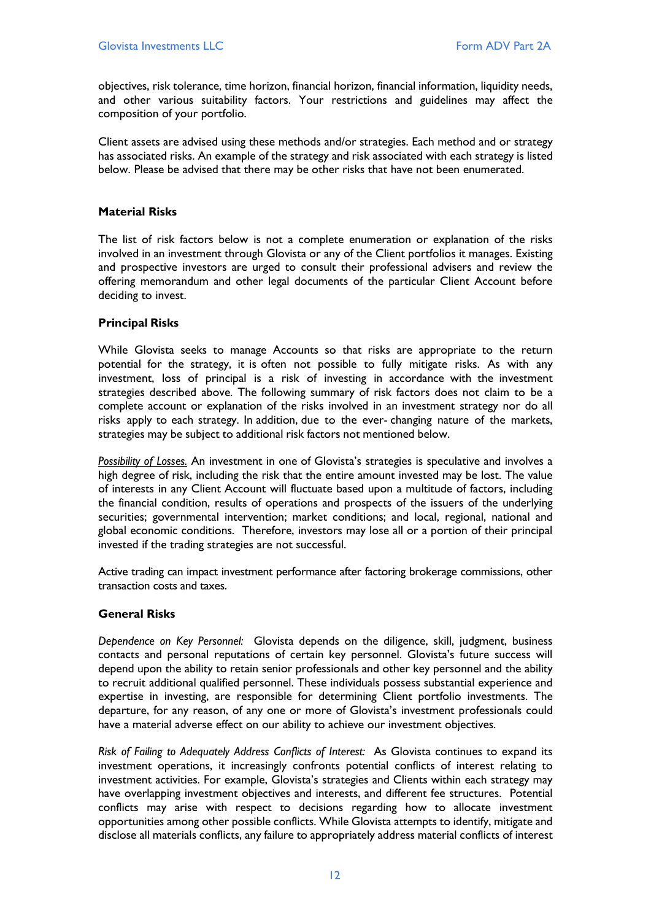objectives, risk tolerance, time horizon, financial horizon, financial information, liquidity needs, and other various suitability factors. Your restrictions and guidelines may affect the composition of your portfolio.

Client assets are advised using these methods and/or strategies. Each method and or strategy has associated risks. An example of the strategy and risk associated with each strategy is listed below. Please be advised that there may be other risks that have not been enumerated.

### Material Risks

The list of risk factors below is not a complete enumeration or explanation of the risks involved in an investment through Glovista or any of the Client portfolios it manages. Existing and prospective investors are urged to consult their professional advisers and review the offering memorandum and other legal documents of the particular Client Account before deciding to invest.

### Principal Risks

While Glovista seeks to manage Accounts so that risks are appropriate to the return potential for the strategy, it is often not possible to fully mitigate risks. As with any investment, loss of principal is a risk of investing in accordance with the investment strategies described above. The following summary of risk factors does not claim to be a complete account or explanation of the risks involved in an investment strategy nor do all risks apply to each strategy. In addition, due to the ever- changing nature of the markets, strategies may be subject to additional risk factors not mentioned below.

*Possibility of Losses.* An investment in one of Glovista's strategies is speculative and involves a high degree of risk, including the risk that the entire amount invested may be lost. The value of interests in any Client Account will fluctuate based upon a multitude of factors, including the financial condition, results of operations and prospects of the issuers of the underlying securities; governmental intervention; market conditions; and local, regional, national and global economic conditions. Therefore, investors may lose all or a portion of their principal invested if the trading strategies are not successful.

Active trading can impact investment performance after factoring brokerage commissions, other transaction costs and taxes.

### General Risks

*Dependence on Key Personnel:* Glovista depends on the diligence, skill, judgment, business contacts and personal reputations of certain key personnel. Glovista's future success will depend upon the ability to retain senior professionals and other key personnel and the ability to recruit additional qualified personnel. These individuals possess substantial experience and expertise in investing, are responsible for determining Client portfolio investments. The departure, for any reason, of any one or more of Glovista's investment professionals could have a material adverse effect on our ability to achieve our investment objectives.

*Risk of Failing to Adequately Address Conflicts of Interest:* As Glovista continues to expand its investment operations, it increasingly confronts potential conflicts of interest relating to investment activities. For example, Glovista's strategies and Clients within each strategy may have overlapping investment objectives and interests, and different fee structures. Potential conflicts may arise with respect to decisions regarding how to allocate investment opportunities among other possible conflicts. While Glovista attempts to identify, mitigate and disclose all materials conflicts, any failure to appropriately address material conflicts of interest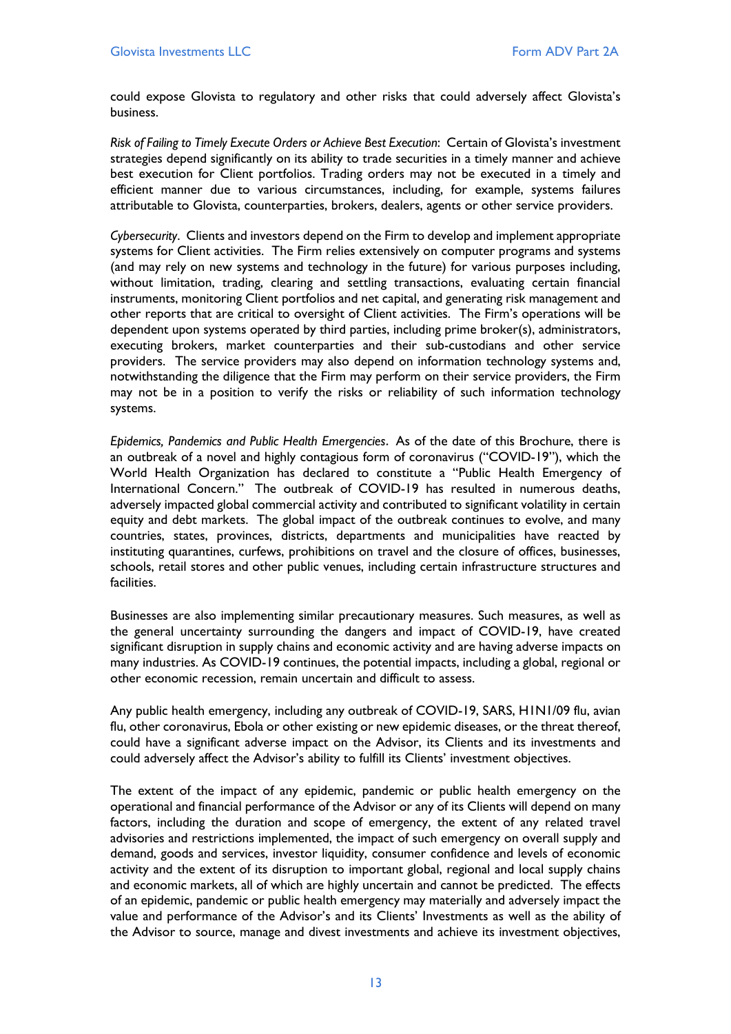could expose Glovista to regulatory and other risks that could adversely affect Glovista's business.

*Risk of Failing to Timely Execute Orders or Achieve Best Execution*: Certain of Glovista's investment strategies depend significantly on its ability to trade securities in a timely manner and achieve best execution for Client portfolios. Trading orders may not be executed in a timely and efficient manner due to various circumstances, including, for example, systems failures attributable to Glovista, counterparties, brokers, dealers, agents or other service providers.

*Cybersecurity*. Clients and investors depend on the Firm to develop and implement appropriate systems for Client activities. The Firm relies extensively on computer programs and systems (and may rely on new systems and technology in the future) for various purposes including, without limitation, trading, clearing and settling transactions, evaluating certain financial instruments, monitoring Client portfolios and net capital, and generating risk management and other reports that are critical to oversight of Client activities. The Firm's operations will be dependent upon systems operated by third parties, including prime broker(s), administrators, executing brokers, market counterparties and their sub-custodians and other service providers. The service providers may also depend on information technology systems and, notwithstanding the diligence that the Firm may perform on their service providers, the Firm may not be in a position to verify the risks or reliability of such information technology systems.

*Epidemics, Pandemics and Public Health Emergencies*. As of the date of this Brochure, there is an outbreak of a novel and highly contagious form of coronavirus ("COVID-19"), which the World Health Organization has declared to constitute a "Public Health Emergency of International Concern." The outbreak of COVID-19 has resulted in numerous deaths, adversely impacted global commercial activity and contributed to significant volatility in certain equity and debt markets. The global impact of the outbreak continues to evolve, and many countries, states, provinces, districts, departments and municipalities have reacted by instituting quarantines, curfews, prohibitions on travel and the closure of offices, businesses, schools, retail stores and other public venues, including certain infrastructure structures and facilities.

Businesses are also implementing similar precautionary measures. Such measures, as well as the general uncertainty surrounding the dangers and impact of COVID-19, have created significant disruption in supply chains and economic activity and are having adverse impacts on many industries. As COVID-19 continues, the potential impacts, including a global, regional or other economic recession, remain uncertain and difficult to assess.

Any public health emergency, including any outbreak of COVID-19, SARS, H1N1/09 flu, avian flu, other coronavirus, Ebola or other existing or new epidemic diseases, or the threat thereof, could have a significant adverse impact on the Advisor, its Clients and its investments and could adversely affect the Advisor's ability to fulfill its Clients' investment objectives.

The extent of the impact of any epidemic, pandemic or public health emergency on the operational and financial performance of the Advisor or any of its Clients will depend on many factors, including the duration and scope of emergency, the extent of any related travel advisories and restrictions implemented, the impact of such emergency on overall supply and demand, goods and services, investor liquidity, consumer confidence and levels of economic activity and the extent of its disruption to important global, regional and local supply chains and economic markets, all of which are highly uncertain and cannot be predicted. The effects of an epidemic, pandemic or public health emergency may materially and adversely impact the value and performance of the Advisor's and its Clients' Investments as well as the ability of the Advisor to source, manage and divest investments and achieve its investment objectives,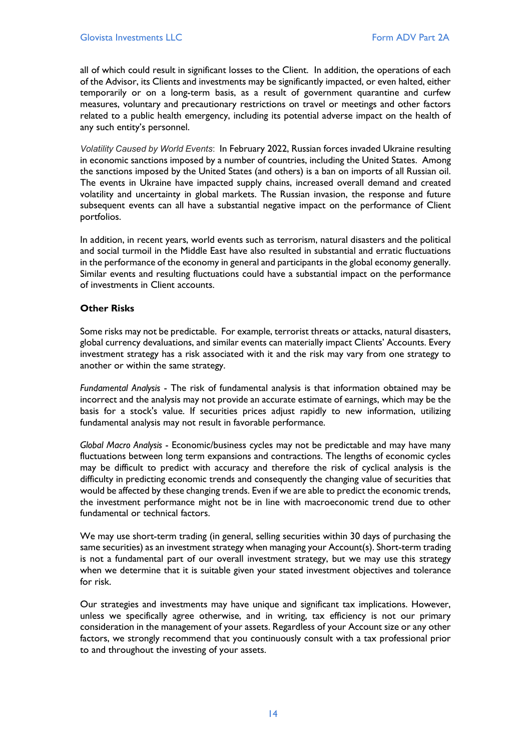all of which could result in significant losses to the Client. In addition, the operations of each of the Advisor, its Clients and investments may be significantly impacted, or even halted, either temporarily or on a long-term basis, as a result of government quarantine and curfew measures, voluntary and precautionary restrictions on travel or meetings and other factors related to a public health emergency, including its potential adverse impact on the health of any such entity's personnel.

*Volatility Caused by World Events*: In February 2022, Russian forces invaded Ukraine resulting in economic sanctions imposed by a number of countries, including the United States. Among the sanctions imposed by the United States (and others) is a ban on imports of all Russian oil. The events in Ukraine have impacted supply chains, increased overall demand and created volatility and uncertainty in global markets. The Russian invasion, the response and future subsequent events can all have a substantial negative impact on the performance of Client portfolios.

In addition, in recent years, world events such as terrorism, natural disasters and the political and social turmoil in the Middle East have also resulted in substantial and erratic fluctuations in the performance of the economy in general and participants in the global economy generally. Similar events and resulting fluctuations could have a substantial impact on the performance of investments in Client accounts.

**Other Risks**

Some risks may not be predictable. For example, terrorist threats or attacks, natural disasters, global currency devaluations, and similar events can materially impact Clients' Accounts. Every investment strategy has a risk associated with it and the risk may vary from one strategy to another or within the same strategy.

*Fundamental Analysis* - The risk of fundamental analysis is that information obtained may be incorrect and the analysis may not provide an accurate estimate of earnings, which may be the basis for a stock's value. If securities prices adjust rapidly to new information, utilizing fundamental analysis may not result in favorable performance.

*Global Macro Analysis* - Economic/business cycles may not be predictable and may have many fluctuations between long term expansions and contractions. The lengths of economic cycles may be difficult to predict with accuracy and therefore the risk of cyclical analysis is the difficulty in predicting economic trends and consequently the changing value of securities that would be affected by these changing trends. Even if we are able to predict the economic trends, the investment performance might not be in line with macroeconomic trend due to other fundamental or technical factors.

We may use short-term trading (in general, selling securities within 30 days of purchasing the same securities) as an investment strategy when managing your Account(s). Short-term trading is not a fundamental part of our overall investment strategy, but we may use this strategy when we determine that it is suitable given your stated investment objectives and tolerance for risk.

Our strategies and investments may have unique and significant tax implications. However, unless we specifically agree otherwise, and in writing, tax efficiency is not our primary consideration in the management of your assets. Regardless of your Account size or any other factors, we strongly recommend that you continuously consult with a tax professional prior to and throughout the investing of your assets.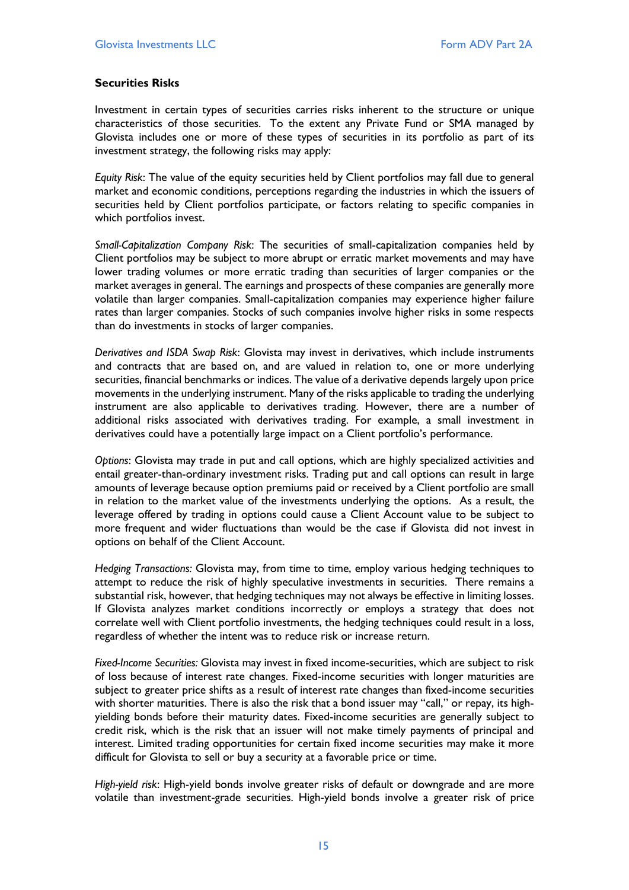**Securities Risks**

Investment in certain types of securities carries risks inherent to the structure or unique characteristics of those securities. To the extent any Private Fund or SMA managed by Glovista includes one or more of these types of securities in its portfolio as part of its investment strategy, the following risks may apply:

*Equity Risk*: The value of the equity securities held by Client portfolios may fall due to general market and economic conditions, perceptions regarding the industries in which the issuers of securities held by Client portfolios participate, or factors relating to specific companies in which portfolios invest.

*Small-Capitalization Company Risk*: The securities of small-capitalization companies held by Client portfolios may be subject to more abrupt or erratic market movements and may have lower trading volumes or more erratic trading than securities of larger companies or the market averages in general. The earnings and prospects of these companies are generally more volatile than larger companies. Small-capitalization companies may experience higher failure rates than larger companies. Stocks of such companies involve higher risks in some respects than do investments in stocks of larger companies.

*Derivatives and ISDA Swap Risk*: Glovista may invest in derivatives, which include instruments and contracts that are based on, and are valued in relation to, one or more underlying securities, financial benchmarks or indices. The value of a derivative depends largely upon price movements in the underlying instrument. Many of the risks applicable to trading the underlying instrument are also applicable to derivatives trading. However, there are a number of additional risks associated with derivatives trading. For example, a small investment in derivatives could have a potentially large impact on a Client portfolio's performance.

*Options*: Glovista may trade in put and call options, which are highly specialized activities and entail greater-than-ordinary investment risks. Trading put and call options can result in large amounts of leverage because option premiums paid or received by a Client portfolio are small in relation to the market value of the investments underlying the options. As a result, the leverage offered by trading in options could cause a Client Account value to be subject to more frequent and wider fluctuations than would be the case if Glovista did not invest in options on behalf of the Client Account.

*Hedging Transactions:* Glovista may, from time to time, employ various hedging techniques to attempt to reduce the risk of highly speculative investments in securities. There remains a substantial risk, however, that hedging techniques may not always be effective in limiting losses. If Glovista analyzes market conditions incorrectly or employs a strategy that does not correlate well with Client portfolio investments, the hedging techniques could result in a loss, regardless of whether the intent was to reduce risk or increase return.

*Fixed-Income Securities:* Glovista may invest in fixed income-securities, which are subject to risk of loss because of interest rate changes. Fixed-income securities with longer maturities are subject to greater price shifts as a result of interest rate changes than fixed-income securities with shorter maturities. There is also the risk that a bond issuer may "call," or repay, its high-yielding bonds before their maturity dates. Fixed-income securities are generally subject to credit risk, which is the risk that an issuer will not make timely payments of principal and interest. Limited trading opportunities for certain fixed income securities may make it more difficult for Glovista to sell or buy a security at a favorable price or time.

*High-yield risk*: High-yield bonds involve greater risks of default or downgrade and are more volatile than investment-grade securities. High-yield bonds involve a greater risk of price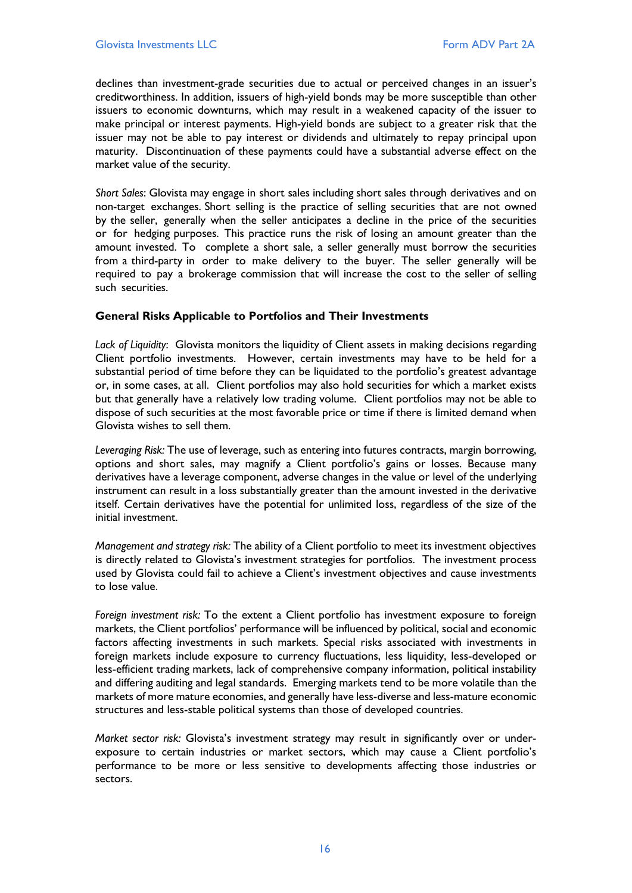declines than investment-grade securities due to actual or perceived changes in an issuer's creditworthiness. In addition, issuers of high-yield bonds may be more susceptible than other issuers to economic downturns, which may result in a weakened capacity of the issuer to make principal or interest payments. High-yield bonds are subject to a greater risk that the issuer may not be able to pay interest or dividends and ultimately to repay principal upon maturity. Discontinuation of these payments could have a substantial adverse effect on the market value of the security.

*Short Sales*: Glovista may engage in short sales including short sales through derivatives and on non-target exchanges. Short selling is the practice of selling securities that are not owned by the seller, generally when the seller anticipates a decline in the price of the securities or for hedging purposes. This practice runs the risk of losing an amount greater than the amount invested. To complete a short sale, a seller generally must borrow the securities from a third-party in order to make delivery to the buyer. The seller generally will be required to pay a brokerage commission that will increase the cost to the seller of selling such securities.

**General Risks Applicable to Portfolios and Their Investments**

*Lack of Liquidity*: Glovista monitors the liquidity of Client assets in making decisions regarding Client portfolio investments. However, certain investments may have to be held for a substantial period of time before they can be liquidated to the portfolio's greatest advantage or, in some cases, at all. Client portfolios may also hold securities for which a market exists but that generally have a relatively low trading volume. Client portfolios may not be able to dispose of such securities at the most favorable price or time if there is limited demand when Glovista wishes to sell them.

*Leveraging Risk:* The use of leverage, such as entering into futures contracts, margin borrowing, options and short sales, may magnify a Client portfolio's gains or losses. Because many derivatives have a leverage component, adverse changes in the value or level of the underlying instrument can result in a loss substantially greater than the amount invested in the derivative itself. Certain derivatives have the potential for unlimited loss, regardless of the size of the initial investment.

*Management and strategy risk:* The ability of a Client portfolio to meet its investment objectives is directly related to Glovista's investment strategies for portfolios. The investment process used by Glovista could fail to achieve a Client's investment objectives and cause investments to lose value.

*Foreign investment risk:* To the extent a Client portfolio has investment exposure to foreign markets, the Client portfolios' performance will be influenced by political, social and economic factors affecting investments in such markets. Special risks associated with investments in foreign markets include exposure to currency fluctuations, less liquidity, less-developed or less-efficient trading markets, lack of comprehensive company information, political instability and differing auditing and legal standards. Emerging markets tend to be more volatile than the markets of more mature economies, and generally have less-diverse and less-mature economic structures and less-stable political systems than those of developed countries.

*Market sector risk:* Glovista's investment strategy may result in significantly over or under-exposure to certain industries or market sectors, which may cause a Client portfolio's performance to be more or less sensitive to developments affecting those industries or sectors.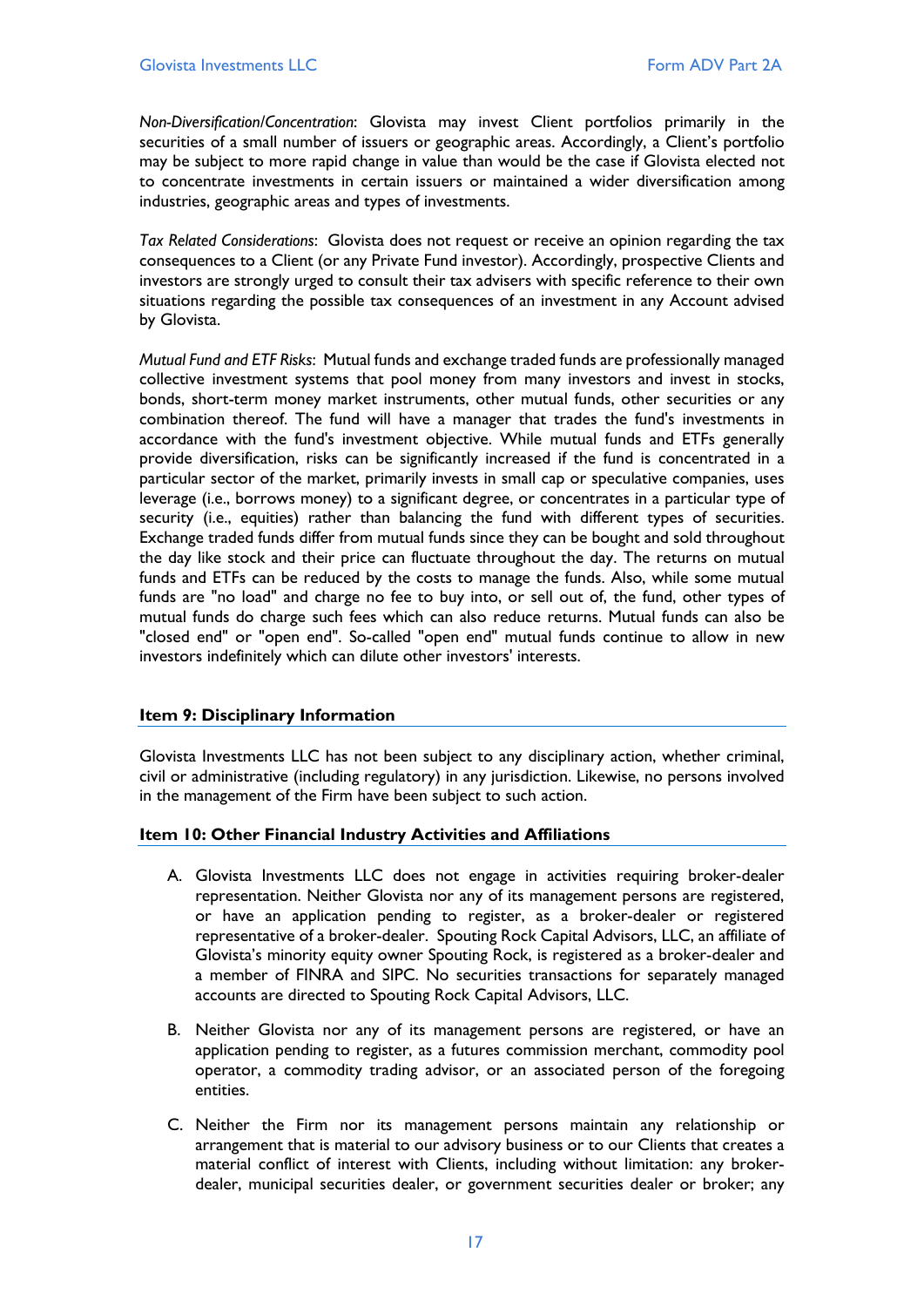*Non-Diversification/Concentration*: Glovista may invest Client portfolios primarily in the securities of a small number of issuers or geographic areas. Accordingly, a Client's portfolio may be subject to more rapid change in value than would be the case if Glovista elected not to concentrate investments in certain issuers or maintained a wider diversification among industries, geographic areas and types of investments.

*Tax Related Considerations*: Glovista does not request or receive an opinion regarding the tax consequences to a Client (or any Private Fund investor). Accordingly, prospective Clients and investors are strongly urged to consult their tax advisers with specific reference to their own situations regarding the possible tax consequences of an investment in any Account advised by Glovista.

*Mutual Fund and ETF Risks*: Mutual funds and exchange traded funds are professionally managed collective investment systems that pool money from many investors and invest in stocks, bonds, short-term money market instruments, other mutual funds, other securities or any combination thereof. The fund will have a manager that trades the fund's investments in accordance with the fund's investment objective. While mutual funds and ETFs generally provide diversification, risks can be significantly increased if the fund is concentrated in a particular sector of the market, primarily invests in small cap or speculative companies, uses leverage (i.e., borrows money) to a significant degree, or concentrates in a particular type of security (i.e., equities) rather than balancing the fund with different types of securities. Exchange traded funds differ from mutual funds since they can be bought and sold throughout the day like stock and their price can fluctuate throughout the day. The returns on mutual funds and ETFs can be reduced by the costs to manage the funds. Also, while some mutual funds are "no load" and charge no fee to buy into, or sell out of, the fund, other types of mutual funds do charge such fees which can also reduce returns. Mutual funds can also be "closed end" or "open end". So-called "open end" mutual funds continue to allow in new investors indefinitely which can dilute other investors' interests.

## Item 9: Disciplinary Information

Glovista Investments LLC has not been subject to any disciplinary action, whether criminal, civil or administrative (including regulatory) in any jurisdiction. Likewise, no persons involved in the management of the Firm have been subject to such action.

## Item 10: Other Financial Industry Activities and Affiliations

A. Glovista Investments LLC does not engage in activities requiring broker-dealer representation. Neither Glovista nor any of its management persons are registered, or have an application pending to register, as a broker-dealer or registered representative of a broker-dealer. Spouting Rock Capital Advisors, LLC, an affiliate of Glovista's minority equity owner Spouting Rock, is registered as a broker-dealer and a member of FINRA and SIPC. No securities transactions for separately managed accounts are directed to Spouting Rock Capital Advisors, LLC.

B. Neither Glovista nor any of its management persons are registered, or have an application pending to register, as a futures commission merchant, commodity pool operator, a commodity trading advisor, or an associated person of the foregoing entities.

C. Neither the Firm nor its management persons maintain any relationship or arrangement that is material to our advisory business or to our Clients that creates a material conflict of interest with Clients, including without limitation: any broker-dealer, municipal securities dealer, or government securities dealer or broker; any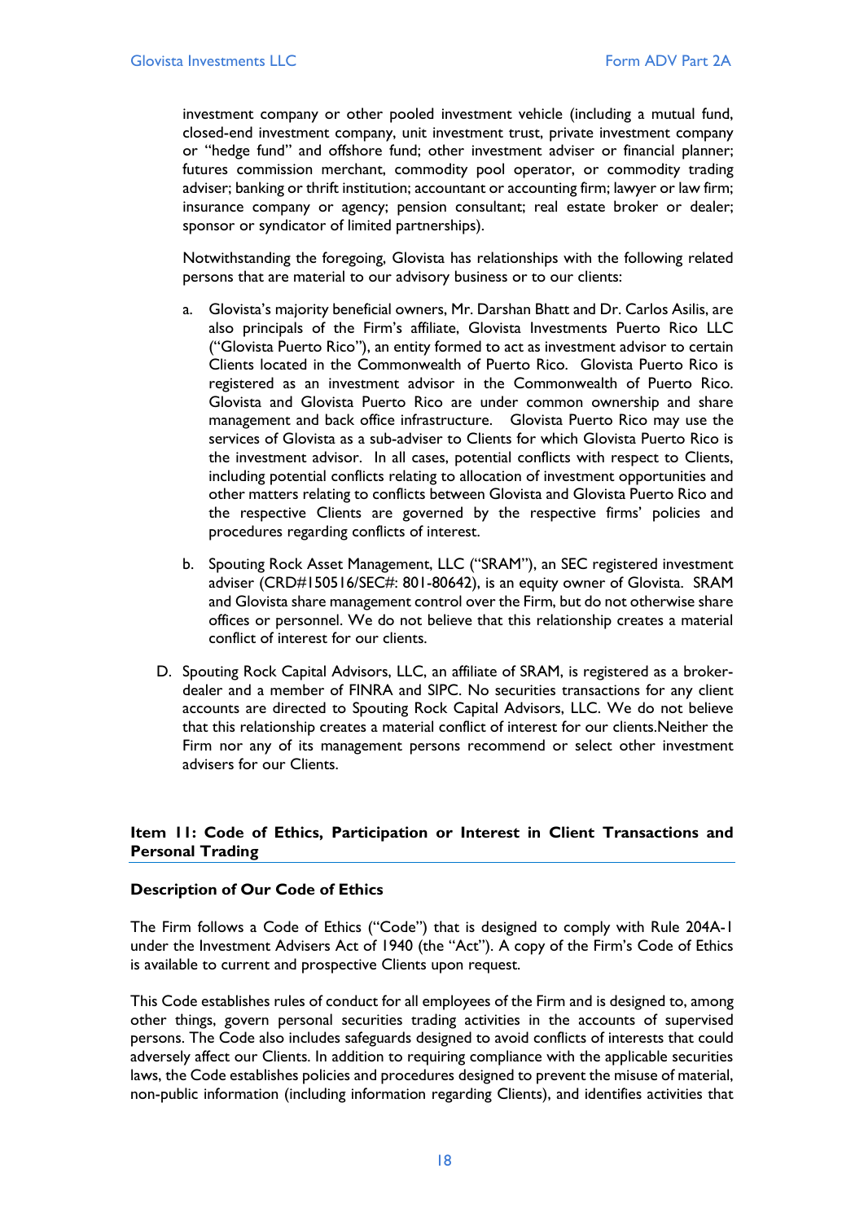investment company or other pooled investment vehicle (including a mutual fund, closed-end investment company, unit investment trust, private investment company or "hedge fund" and offshore fund; other investment adviser or financial planner; futures commission merchant, commodity pool operator, or commodity trading adviser; banking or thrift institution; accountant or accounting firm; lawyer or law firm; insurance company or agency; pension consultant; real estate broker or dealer; sponsor or syndicator of limited partnerships).

Notwithstanding the foregoing, Glovista has relationships with the following related persons that are material to our advisory business or to our clients:

a. Glovista's majority beneficial owners, Mr. Darshan Bhatt and Dr. Carlos Asilis, are also principals of the Firm's affiliate, Glovista Investments Puerto Rico LLC ("Glovista Puerto Rico"), an entity formed to act as investment advisor to certain Clients located in the Commonwealth of Puerto Rico. Glovista Puerto Rico is registered as an investment advisor in the Commonwealth of Puerto Rico. Glovista and Glovista Puerto Rico are under common ownership and share management and back office infrastructure. Glovista Puerto Rico may use the services of Glovista as a sub-adviser to Clients for which Glovista Puerto Rico is the investment advisor. In all cases, potential conflicts with respect to Clients, including potential conflicts relating to allocation of investment opportunities and other matters relating to conflicts between Glovista and Glovista Puerto Rico and the respective Clients are governed by the respective firms' policies and procedures regarding conflicts of interest.

b. Spouting Rock Asset Management, LLC ("SRAM"), an SEC registered investment adviser (CRD#150516/SEC#: 801-80642), is an equity owner of Glovista. SRAM and Glovista share management control over the Firm, but do not otherwise share offices or personnel. We do not believe that this relationship creates a material conflict of interest for our clients.

D. Spouting Rock Capital Advisors, LLC, an affiliate of SRAM, is registered as a broker-dealer and a member of FINRA and SIPC. No securities transactions for any client accounts are directed to Spouting Rock Capital Advisors, LLC. We do not believe that this relationship creates a material conflict of interest for our clients.Neither the Firm nor any of its management persons recommend or select other investment advisers for our Clients.

## Item 11: Code of Ethics, Participation or Interest in Client Transactions and Personal Trading

### Description of Our Code of Ethics

The Firm follows a Code of Ethics ("Code") that is designed to comply with Rule 204A-1 under the Investment Advisers Act of 1940 (the "Act"). A copy of the Firm's Code of Ethics is available to current and prospective Clients upon request.

This Code establishes rules of conduct for all employees of the Firm and is designed to, among other things, govern personal securities trading activities in the accounts of supervised persons. The Code also includes safeguards designed to avoid conflicts of interests that could adversely affect our Clients. In addition to requiring compliance with the applicable securities laws, the Code establishes policies and procedures designed to prevent the misuse of material, non-public information (including information regarding Clients), and identifies activities that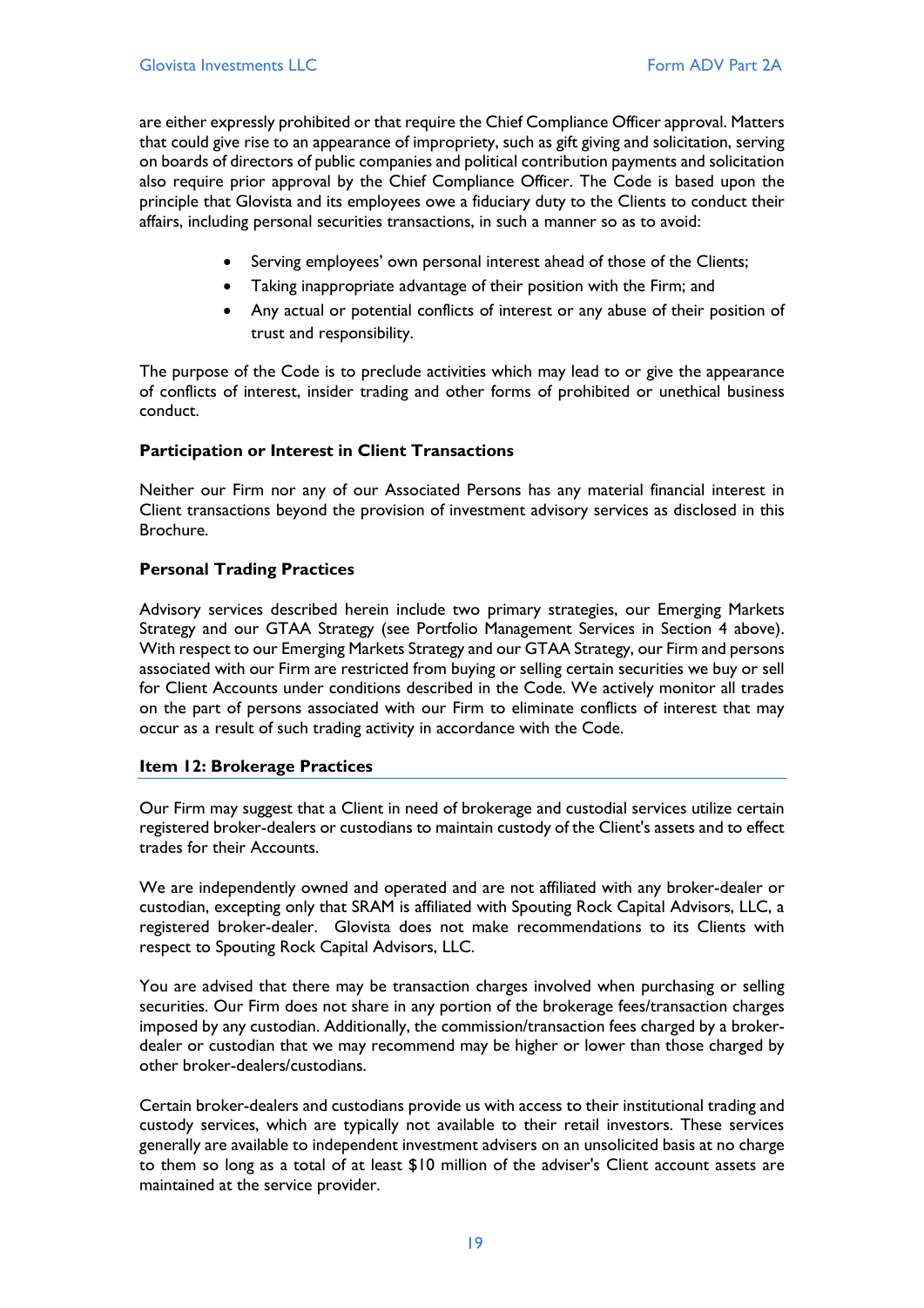are either expressly prohibited or that require the Chief Compliance Officer approval. Matters that could give rise to an appearance of impropriety, such as gift giving and solicitation, serving on boards of directors of public companies and political contribution payments and solicitation also require prior approval by the Chief Compliance Officer. The Code is based upon the principle that Glovista and its employees owe a fiduciary duty to the Clients to conduct their affairs, including personal securities transactions, in such a manner so as to avoid:

- Serving employees' own personal interest ahead of those of the Clients;
- Taking inappropriate advantage of their position with the Firm; and
- Any actual or potential conflicts of interest or any abuse of their position of trust and responsibility.

The purpose of the Code is to preclude activities which may lead to or give the appearance of conflicts of interest, insider trading and other forms of prohibited or unethical business conduct.

**Participation or Interest in Client Transactions**

Neither our Firm nor any of our Associated Persons has any material financial interest in Client transactions beyond the provision of investment advisory services as disclosed in this Brochure.

**Personal Trading Practices**

Advisory services described herein include two primary strategies, our Emerging Markets Strategy and our GTAA Strategy (see Portfolio Management Services in Section 4 above). With respect to our Emerging Markets Strategy and our GTAA Strategy, our Firm and persons associated with our Firm are restricted from buying or selling certain securities we buy or sell for Client Accounts under conditions described in the Code. We actively monitor all trades on the part of persons associated with our Firm to eliminate conflicts of interest that may occur as a result of such trading activity in accordance with the Code.

## Item 12: Brokerage Practices

Our Firm may suggest that a Client in need of brokerage and custodial services utilize certain registered broker-dealers or custodians to maintain custody of the Client's assets and to effect trades for their Accounts.

We are independently owned and operated and are not affiliated with any broker-dealer or custodian, excepting only that SRAM is affiliated with Spouting Rock Capital Advisors, LLC, a registered broker-dealer. Glovista does not make recommendations to its Clients with respect to Spouting Rock Capital Advisors, LLC.

You are advised that there may be transaction charges involved when purchasing or selling securities. Our Firm does not share in any portion of the brokerage fees/transaction charges imposed by any custodian. Additionally, the commission/transaction fees charged by a broker-dealer or custodian that we may recommend may be higher or lower than those charged by other broker-dealers/custodians.

Certain broker-dealers and custodians provide us with access to their institutional trading and custody services, which are typically not available to their retail investors. These services generally are available to independent investment advisers on an unsolicited basis at no charge to them so long as a total of at least $10 million of the adviser's Client account assets are maintained at the service provider.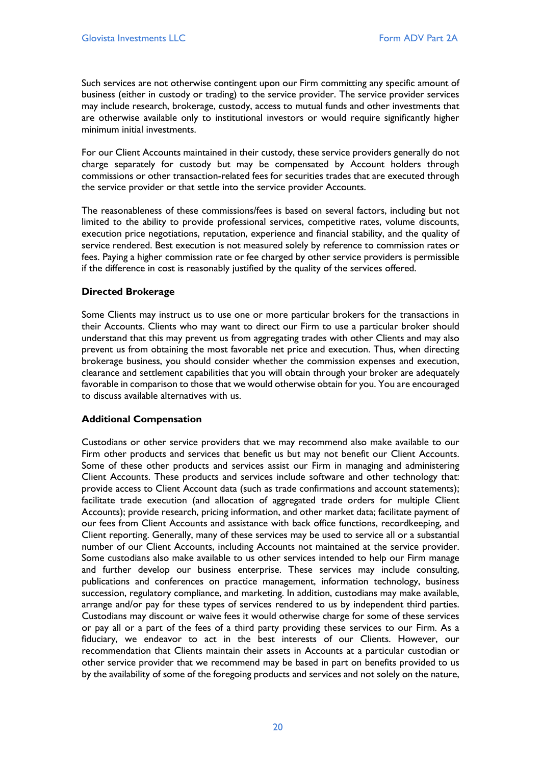Such services are not otherwise contingent upon our Firm committing any specific amount of business (either in custody or trading) to the service provider. The service provider services may include research, brokerage, custody, access to mutual funds and other investments that are otherwise available only to institutional investors or would require significantly higher minimum initial investments.

For our Client Accounts maintained in their custody, these service providers generally do not charge separately for custody but may be compensated by Account holders through commissions or other transaction-related fees for securities trades that are executed through the service provider or that settle into the service provider Accounts.

The reasonableness of these commissions/fees is based on several factors, including but not limited to the ability to provide professional services, competitive rates, volume discounts, execution price negotiations, reputation, experience and financial stability, and the quality of service rendered. Best execution is not measured solely by reference to commission rates or fees. Paying a higher commission rate or fee charged by other service providers is permissible if the difference in cost is reasonably justified by the quality of the services offered.

**Directed Brokerage**

Some Clients may instruct us to use one or more particular brokers for the transactions in their Accounts. Clients who may want to direct our Firm to use a particular broker should understand that this may prevent us from aggregating trades with other Clients and may also prevent us from obtaining the most favorable net price and execution. Thus, when directing brokerage business, you should consider whether the commission expenses and execution, clearance and settlement capabilities that you will obtain through your broker are adequately favorable in comparison to those that we would otherwise obtain for you. You are encouraged to discuss available alternatives with us.

**Additional Compensation**

Custodians or other service providers that we may recommend also make available to our Firm other products and services that benefit us but may not benefit our Client Accounts. Some of these other products and services assist our Firm in managing and administering Client Accounts. These products and services include software and other technology that: provide access to Client Account data (such as trade confirmations and account statements); facilitate trade execution (and allocation of aggregated trade orders for multiple Client Accounts); provide research, pricing information, and other market data; facilitate payment of our fees from Client Accounts and assistance with back office functions, recordkeeping, and Client reporting. Generally, many of these services may be used to service all or a substantial number of our Client Accounts, including Accounts not maintained at the service provider. Some custodians also make available to us other services intended to help our Firm manage and further develop our business enterprise. These services may include consulting, publications and conferences on practice management, information technology, business succession, regulatory compliance, and marketing. In addition, custodians may make available, arrange and/or pay for these types of services rendered to us by independent third parties. Custodians may discount or waive fees it would otherwise charge for some of these services or pay all or a part of the fees of a third party providing these services to our Firm. As a fiduciary, we endeavor to act in the best interests of our Clients. However, our recommendation that Clients maintain their assets in Accounts at a particular custodian or other service provider that we recommend may be based in part on benefits provided to us by the availability of some of the foregoing products and services and not solely on the nature,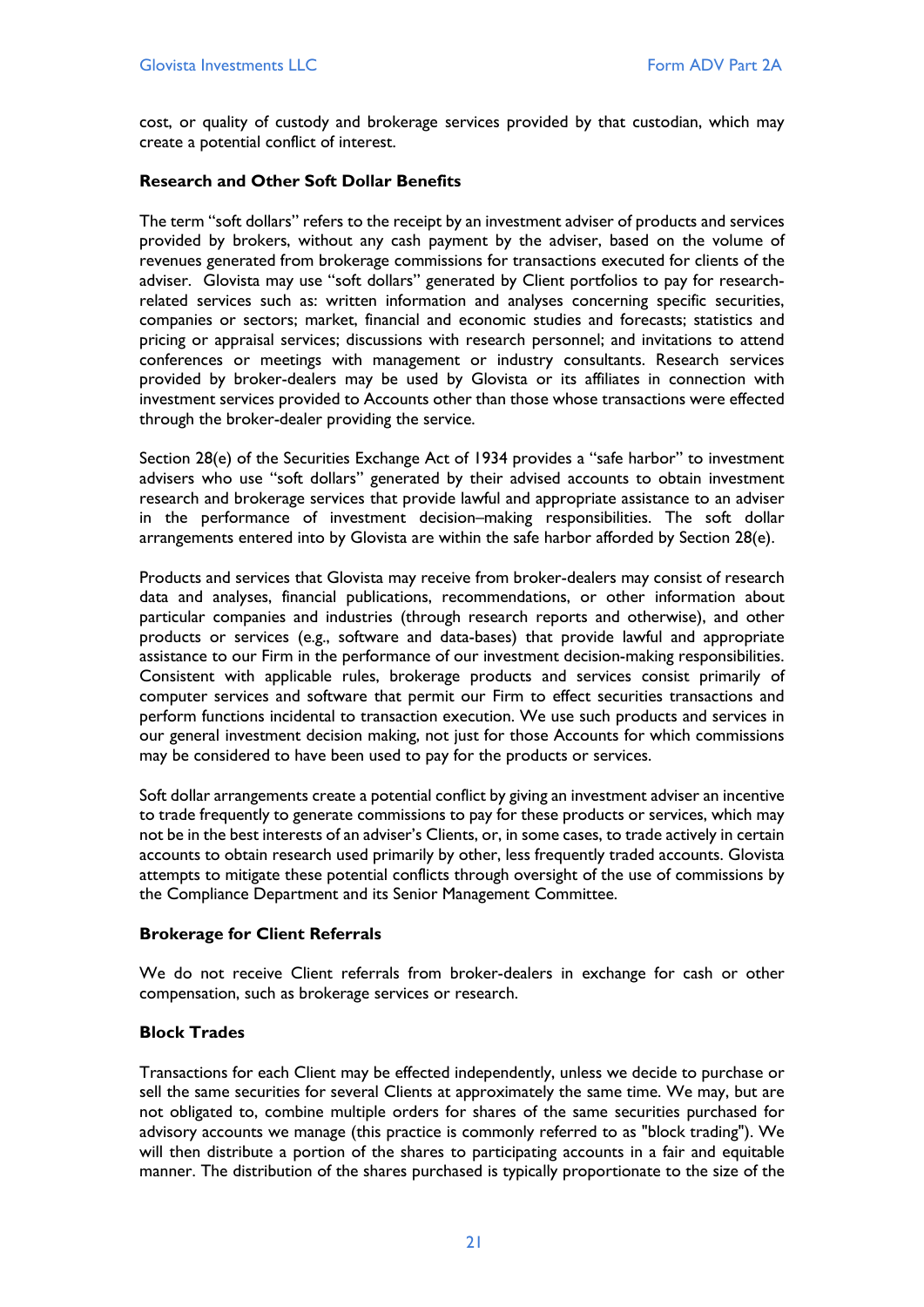cost, or quality of custody and brokerage services provided by that custodian, which may create a potential conflict of interest.

**Research and Other Soft Dollar Benefits**

The term "soft dollars" refers to the receipt by an investment adviser of products and services provided by brokers, without any cash payment by the adviser, based on the volume of revenues generated from brokerage commissions for transactions executed for clients of the adviser. Glovista may use "soft dollars" generated by Client portfolios to pay for research-related services such as: written information and analyses concerning specific securities, companies or sectors; market, financial and economic studies and forecasts; statistics and pricing or appraisal services; discussions with research personnel; and invitations to attend conferences or meetings with management or industry consultants. Research services provided by broker-dealers may be used by Glovista or its affiliates in connection with investment services provided to Accounts other than those whose transactions were effected through the broker-dealer providing the service.

Section 28(e) of the Securities Exchange Act of 1934 provides a "safe harbor" to investment advisers who use "soft dollars" generated by their advised accounts to obtain investment research and brokerage services that provide lawful and appropriate assistance to an adviser in the performance of investment decision–making responsibilities. The soft dollar arrangements entered into by Glovista are within the safe harbor afforded by Section 28(e).

Products and services that Glovista may receive from broker-dealers may consist of research data and analyses, financial publications, recommendations, or other information about particular companies and industries (through research reports and otherwise), and other products or services (e.g., software and data-bases) that provide lawful and appropriate assistance to our Firm in the performance of our investment decision-making responsibilities. Consistent with applicable rules, brokerage products and services consist primarily of computer services and software that permit our Firm to effect securities transactions and perform functions incidental to transaction execution. We use such products and services in our general investment decision making, not just for those Accounts for which commissions may be considered to have been used to pay for the products or services.

Soft dollar arrangements create a potential conflict by giving an investment adviser an incentive to trade frequently to generate commissions to pay for these products or services, which may not be in the best interests of an adviser's Clients, or, in some cases, to trade actively in certain accounts to obtain research used primarily by other, less frequently traded accounts. Glovista attempts to mitigate these potential conflicts through oversight of the use of commissions by the Compliance Department and its Senior Management Committee.

**Brokerage for Client Referrals**

We do not receive Client referrals from broker-dealers in exchange for cash or other compensation, such as brokerage services or research.

**Block Trades**

Transactions for each Client may be effected independently, unless we decide to purchase or sell the same securities for several Clients at approximately the same time. We may, but are not obligated to, combine multiple orders for shares of the same securities purchased for advisory accounts we manage (this practice is commonly referred to as "block trading"). We will then distribute a portion of the shares to participating accounts in a fair and equitable manner. The distribution of the shares purchased is typically proportionate to the size of the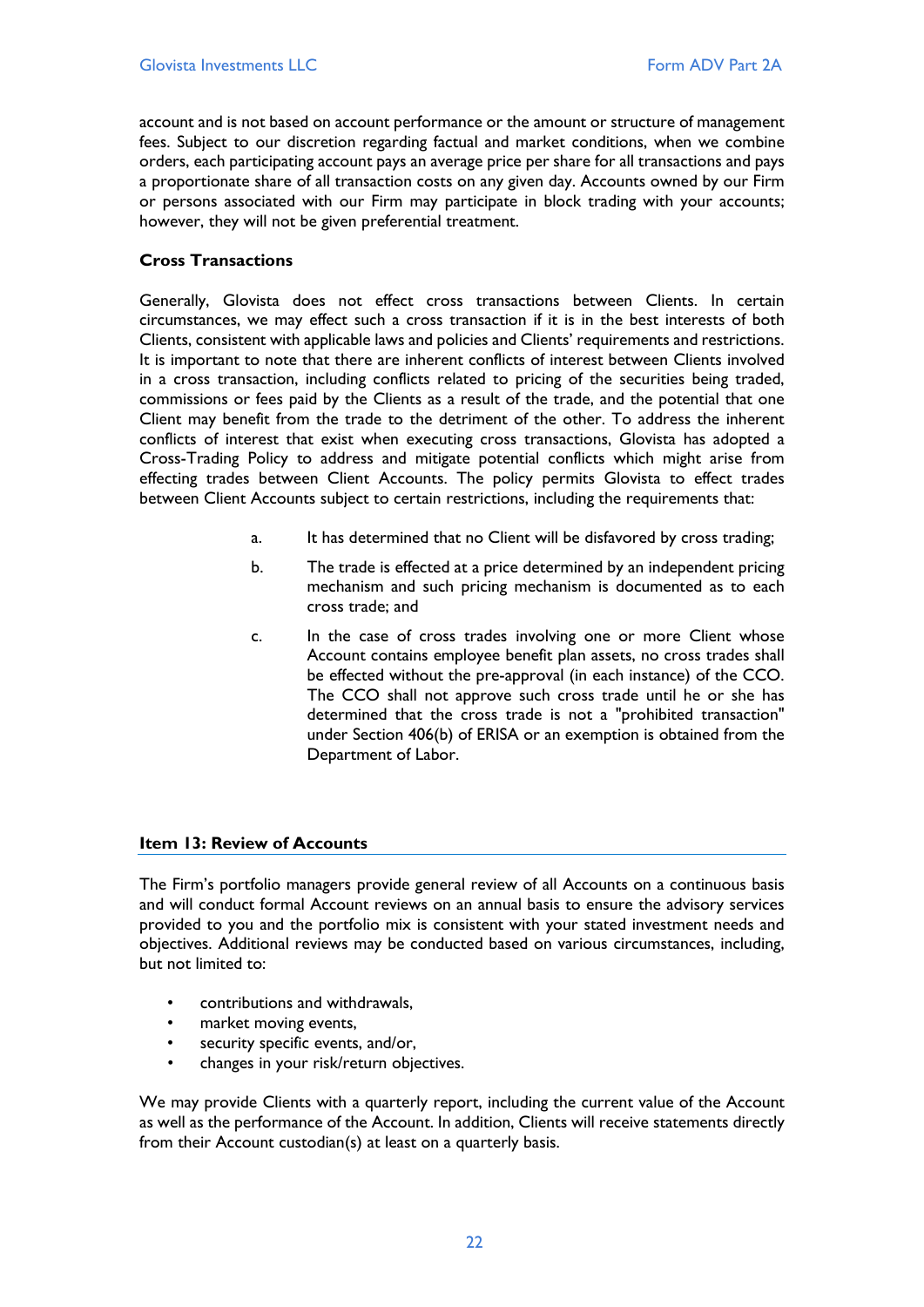account and is not based on account performance or the amount or structure of management fees. Subject to our discretion regarding factual and market conditions, when we combine orders, each participating account pays an average price per share for all transactions and pays a proportionate share of all transaction costs on any given day. Accounts owned by our Firm or persons associated with our Firm may participate in block trading with your accounts; however, they will not be given preferential treatment.

### Cross Transactions

Generally, Glovista does not effect cross transactions between Clients. In certain circumstances, we may effect such a cross transaction if it is in the best interests of both Clients, consistent with applicable laws and policies and Clients' requirements and restrictions. It is important to note that there are inherent conflicts of interest between Clients involved in a cross transaction, including conflicts related to pricing of the securities being traded, commissions or fees paid by the Clients as a result of the trade, and the potential that one Client may benefit from the trade to the detriment of the other. To address the inherent conflicts of interest that exist when executing cross transactions, Glovista has adopted a Cross-Trading Policy to address and mitigate potential conflicts which might arise from effecting trades between Client Accounts. The policy permits Glovista to effect trades between Client Accounts subject to certain restrictions, including the requirements that:

a. It has determined that no Client will be disfavored by cross trading;

b. The trade is effected at a price determined by an independent pricing mechanism and such pricing mechanism is documented as to each cross trade; and

c. In the case of cross trades involving one or more Client whose Account contains employee benefit plan assets, no cross trades shall be effected without the pre-approval (in each instance) of the CCO. The CCO shall not approve such cross trade until he or she has determined that the cross trade is not a "prohibited transaction" under Section 406(b) of ERISA or an exemption is obtained from the Department of Labor.

## Item 13: Review of Accounts

The Firm's portfolio managers provide general review of all Accounts on a continuous basis and will conduct formal Account reviews on an annual basis to ensure the advisory services provided to you and the portfolio mix is consistent with your stated investment needs and objectives. Additional reviews may be conducted based on various circumstances, including, but not limited to:

- contributions and withdrawals,
- market moving events,
- security specific events, and/or,
- changes in your risk/return objectives.

We may provide Clients with a quarterly report, including the current value of the Account as well as the performance of the Account. In addition, Clients will receive statements directly from their Account custodian(s) at least on a quarterly basis.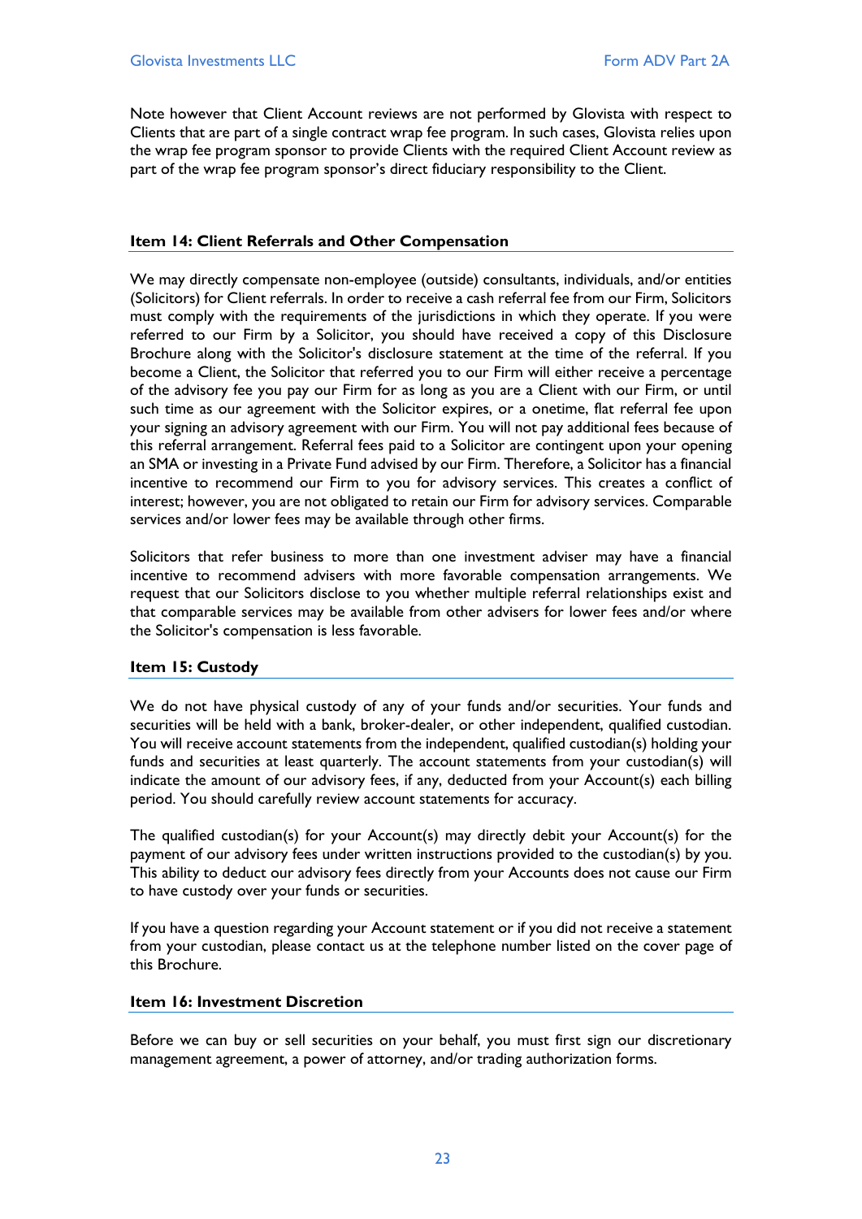Note however that Client Account reviews are not performed by Glovista with respect to Clients that are part of a single contract wrap fee program. In such cases, Glovista relies upon the wrap fee program sponsor to provide Clients with the required Client Account review as part of the wrap fee program sponsor's direct fiduciary responsibility to the Client.

## Item 14: Client Referrals and Other Compensation

We may directly compensate non-employee (outside) consultants, individuals, and/or entities (Solicitors) for Client referrals. In order to receive a cash referral fee from our Firm, Solicitors must comply with the requirements of the jurisdictions in which they operate. If you were referred to our Firm by a Solicitor, you should have received a copy of this Disclosure Brochure along with the Solicitor's disclosure statement at the time of the referral. If you become a Client, the Solicitor that referred you to our Firm will either receive a percentage of the advisory fee you pay our Firm for as long as you are a Client with our Firm, or until such time as our agreement with the Solicitor expires, or a onetime, flat referral fee upon your signing an advisory agreement with our Firm. You will not pay additional fees because of this referral arrangement. Referral fees paid to a Solicitor are contingent upon your opening an SMA or investing in a Private Fund advised by our Firm. Therefore, a Solicitor has a financial incentive to recommend our Firm to you for advisory services. This creates a conflict of interest; however, you are not obligated to retain our Firm for advisory services. Comparable services and/or lower fees may be available through other firms.

Solicitors that refer business to more than one investment adviser may have a financial incentive to recommend advisers with more favorable compensation arrangements. We request that our Solicitors disclose to you whether multiple referral relationships exist and that comparable services may be available from other advisers for lower fees and/or where the Solicitor's compensation is less favorable.

## Item 15: Custody

We do not have physical custody of any of your funds and/or securities. Your funds and securities will be held with a bank, broker-dealer, or other independent, qualified custodian. You will receive account statements from the independent, qualified custodian(s) holding your funds and securities at least quarterly. The account statements from your custodian(s) will indicate the amount of our advisory fees, if any, deducted from your Account(s) each billing period. You should carefully review account statements for accuracy.

The qualified custodian(s) for your Account(s) may directly debit your Account(s) for the payment of our advisory fees under written instructions provided to the custodian(s) by you. This ability to deduct our advisory fees directly from your Accounts does not cause our Firm to have custody over your funds or securities.

If you have a question regarding your Account statement or if you did not receive a statement from your custodian, please contact us at the telephone number listed on the cover page of this Brochure.

## Item 16: Investment Discretion

Before we can buy or sell securities on your behalf, you must first sign our discretionary management agreement, a power of attorney, and/or trading authorization forms.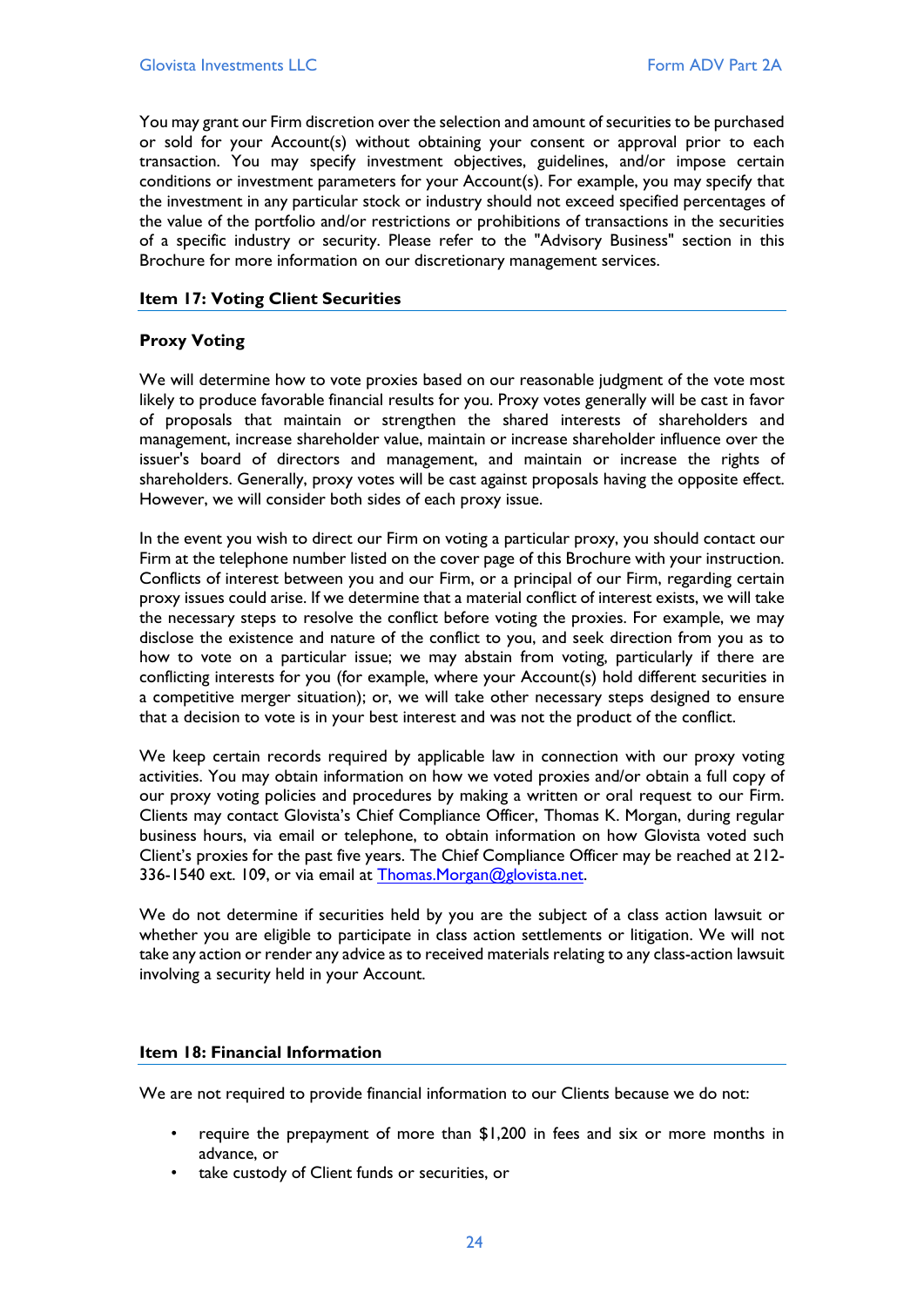You may grant our Firm discretion over the selection and amount of securities to be purchased or sold for your Account(s) without obtaining your consent or approval prior to each transaction. You may specify investment objectives, guidelines, and/or impose certain conditions or investment parameters for your Account(s). For example, you may specify that the investment in any particular stock or industry should not exceed specified percentages of the value of the portfolio and/or restrictions or prohibitions of transactions in the securities of a specific industry or security. Please refer to the "Advisory Business" section in this Brochure for more information on our discretionary management services.

## Item 17: Voting Client Securities

### Proxy Voting

We will determine how to vote proxies based on our reasonable judgment of the vote most likely to produce favorable financial results for you. Proxy votes generally will be cast in favor of proposals that maintain or strengthen the shared interests of shareholders and management, increase shareholder value, maintain or increase shareholder influence over the issuer's board of directors and management, and maintain or increase the rights of shareholders. Generally, proxy votes will be cast against proposals having the opposite effect. However, we will consider both sides of each proxy issue.

In the event you wish to direct our Firm on voting a particular proxy, you should contact our Firm at the telephone number listed on the cover page of this Brochure with your instruction. Conflicts of interest between you and our Firm, or a principal of our Firm, regarding certain proxy issues could arise. If we determine that a material conflict of interest exists, we will take the necessary steps to resolve the conflict before voting the proxies. For example, we may disclose the existence and nature of the conflict to you, and seek direction from you as to how to vote on a particular issue; we may abstain from voting, particularly if there are conflicting interests for you (for example, where your Account(s) hold different securities in a competitive merger situation); or, we will take other necessary steps designed to ensure that a decision to vote is in your best interest and was not the product of the conflict.

We keep certain records required by applicable law in connection with our proxy voting activities. You may obtain information on how we voted proxies and/or obtain a full copy of our proxy voting policies and procedures by making a written or oral request to our Firm. Clients may contact Glovista's Chief Compliance Officer, Thomas K. Morgan, during regular business hours, via email or telephone, to obtain information on how Glovista voted such Client's proxies for the past five years. The Chief Compliance Officer may be reached at 212-336-1540 ext. 109, or via email at Thomas.Morgan@glovista.net.

We do not determine if securities held by you are the subject of a class action lawsuit or whether you are eligible to participate in class action settlements or litigation. We will not take any action or render any advice as to received materials relating to any class-action lawsuit involving a security held in your Account.

## Item 18: Financial Information

We are not required to provide financial information to our Clients because we do not:

- require the prepayment of more than $1,200 in fees and six or more months in advance, or
- take custody of Client funds or securities, or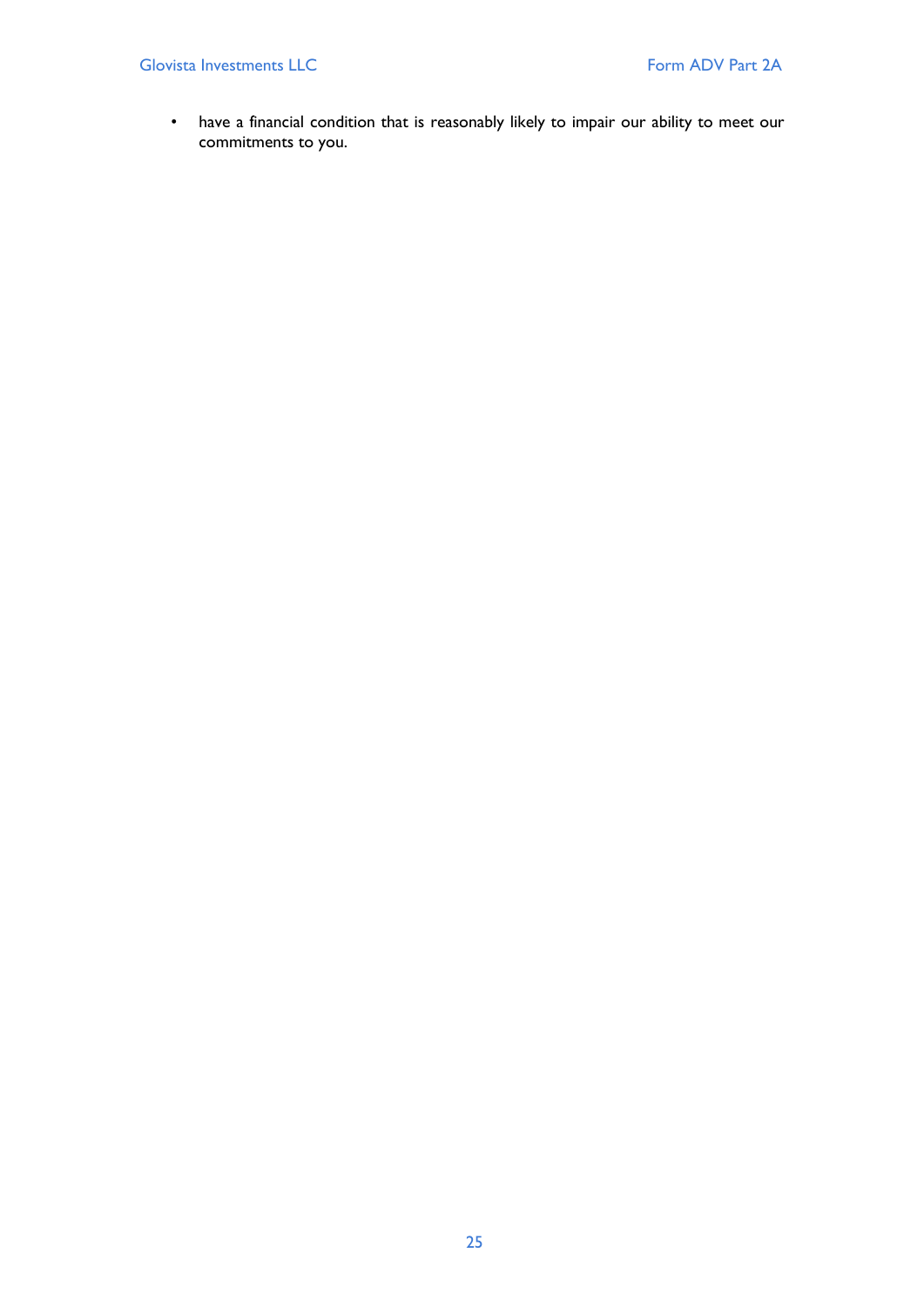- have a financial condition that is reasonably likely to impair our ability to meet our commitments to you.